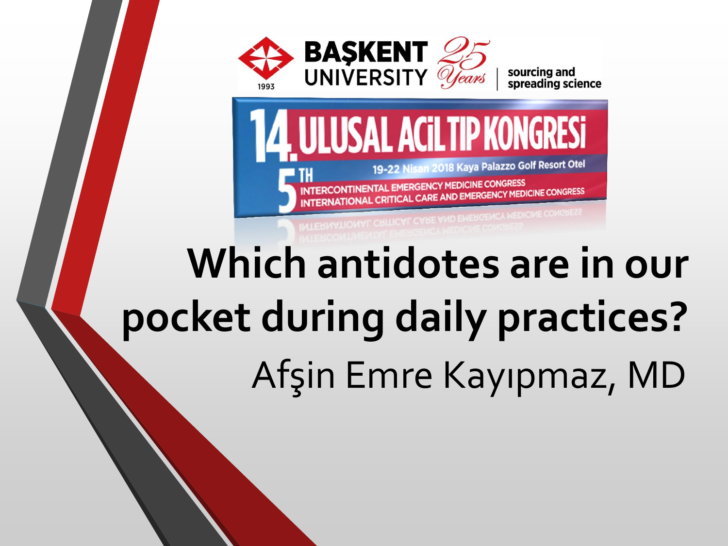BAŞKENT UNIVERSITY 1993 25 Years | sourcing and spreading science

14. ULUSAL ACİL TIP KONGRESİ

19-22 Nisan 2018 Kaya Palazzo Golf Resort Otel

5TH INTERCONTINENTAL EMERGENCY MEDICINE CONGRESS

INTERNATIONAL CRITICAL CARE AND EMERGENCY MEDICINE CONGRESS

# Which antidotes are in our pocket during daily practices?

Afşin Emre Kayıpmaz, MD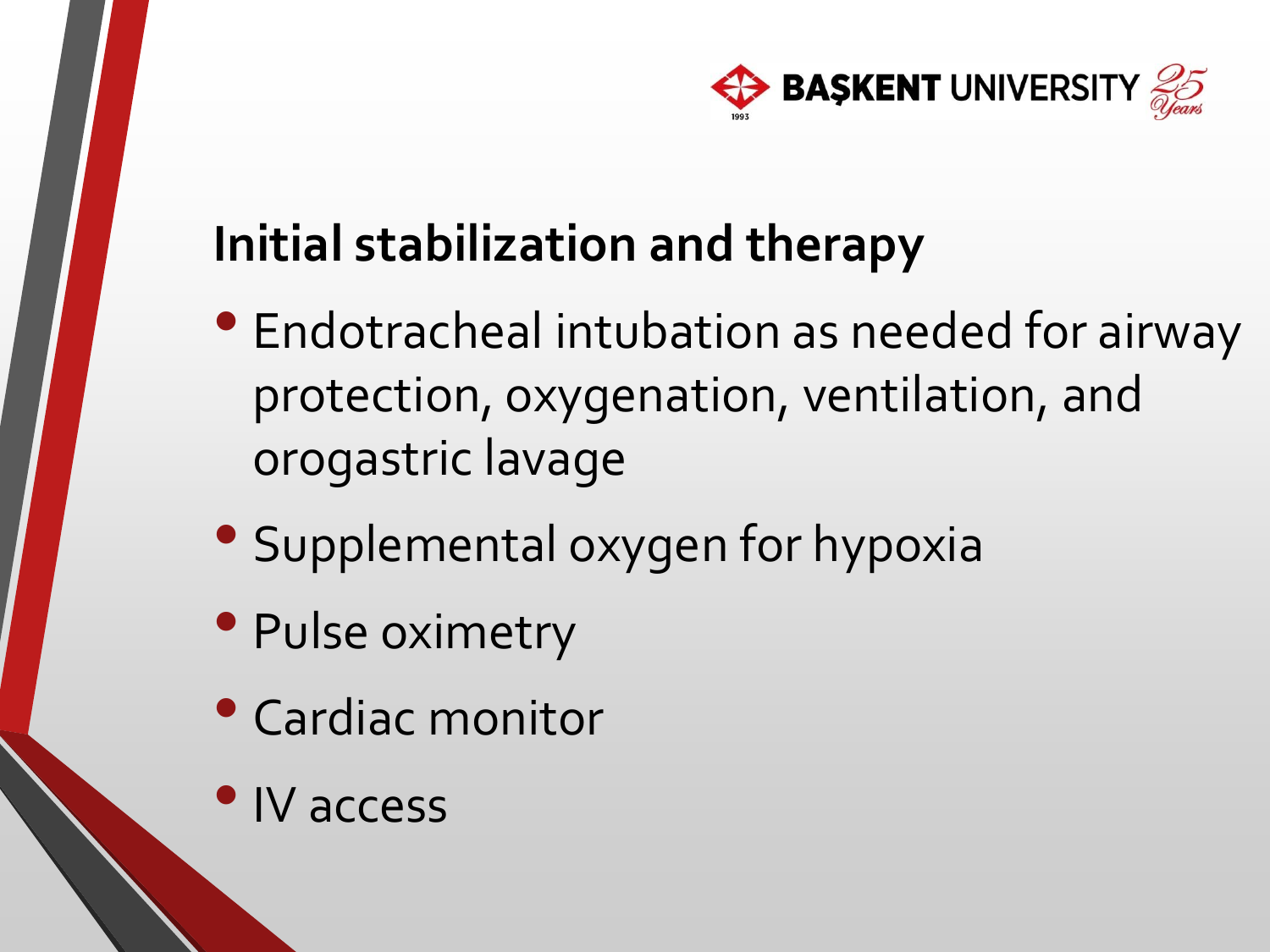## Initial stabilization and therapy

- Endotracheal intubation as needed for airway protection, oxygenation, ventilation, and orogastric lavage
- Supplemental oxygen for hypoxia
- Pulse oximetry
- Cardiac monitor
- IV access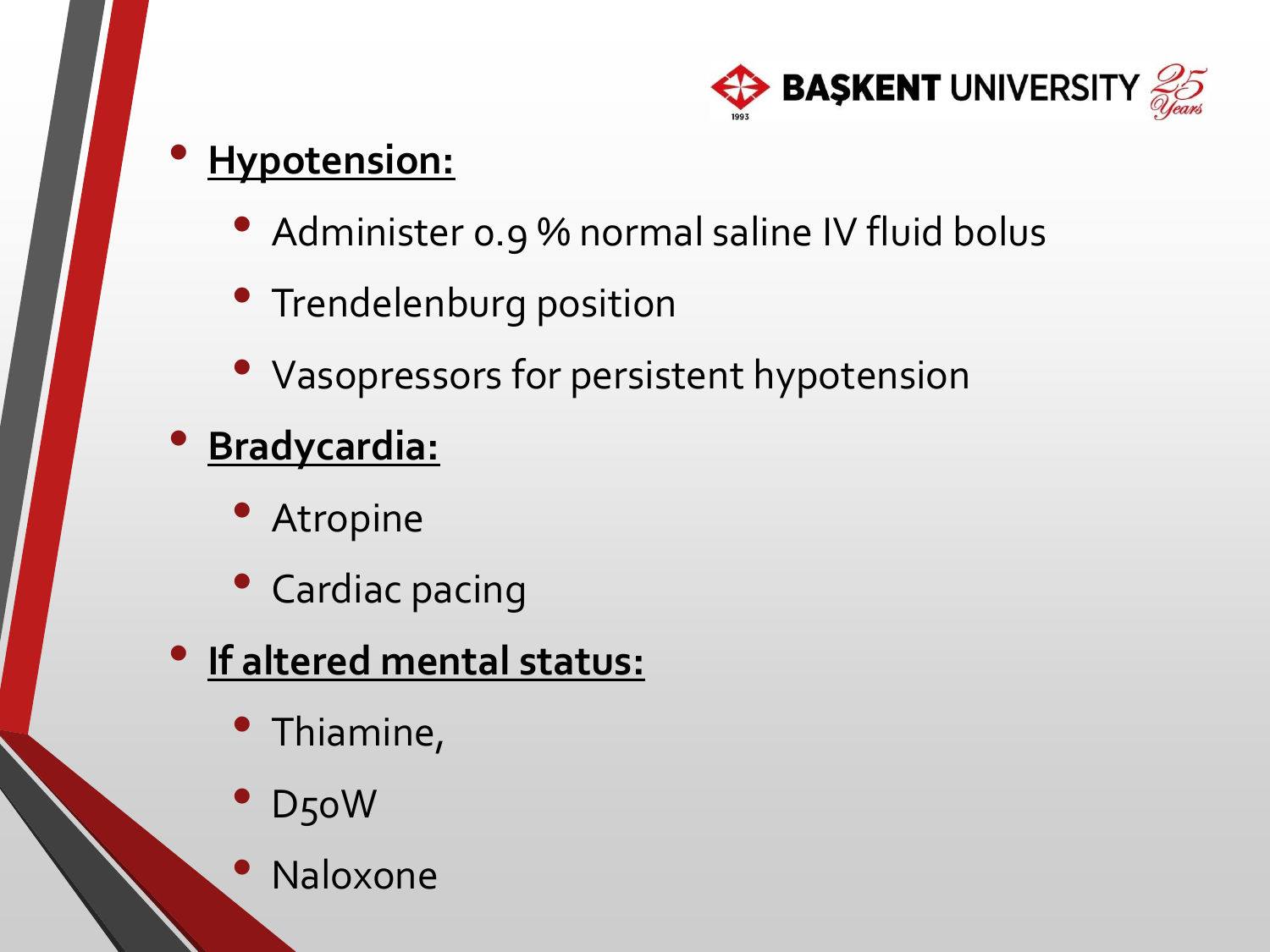- **Hypotension:**
  - Administer 0.9 % normal saline IV fluid bolus
  - Trendelenburg position
  - Vasopressors for persistent hypotension
- **Bradycardia:**
  - Atropine
  - Cardiac pacing
- **If altered mental status:**
  - Thiamine,
  - D50W
  - Naloxone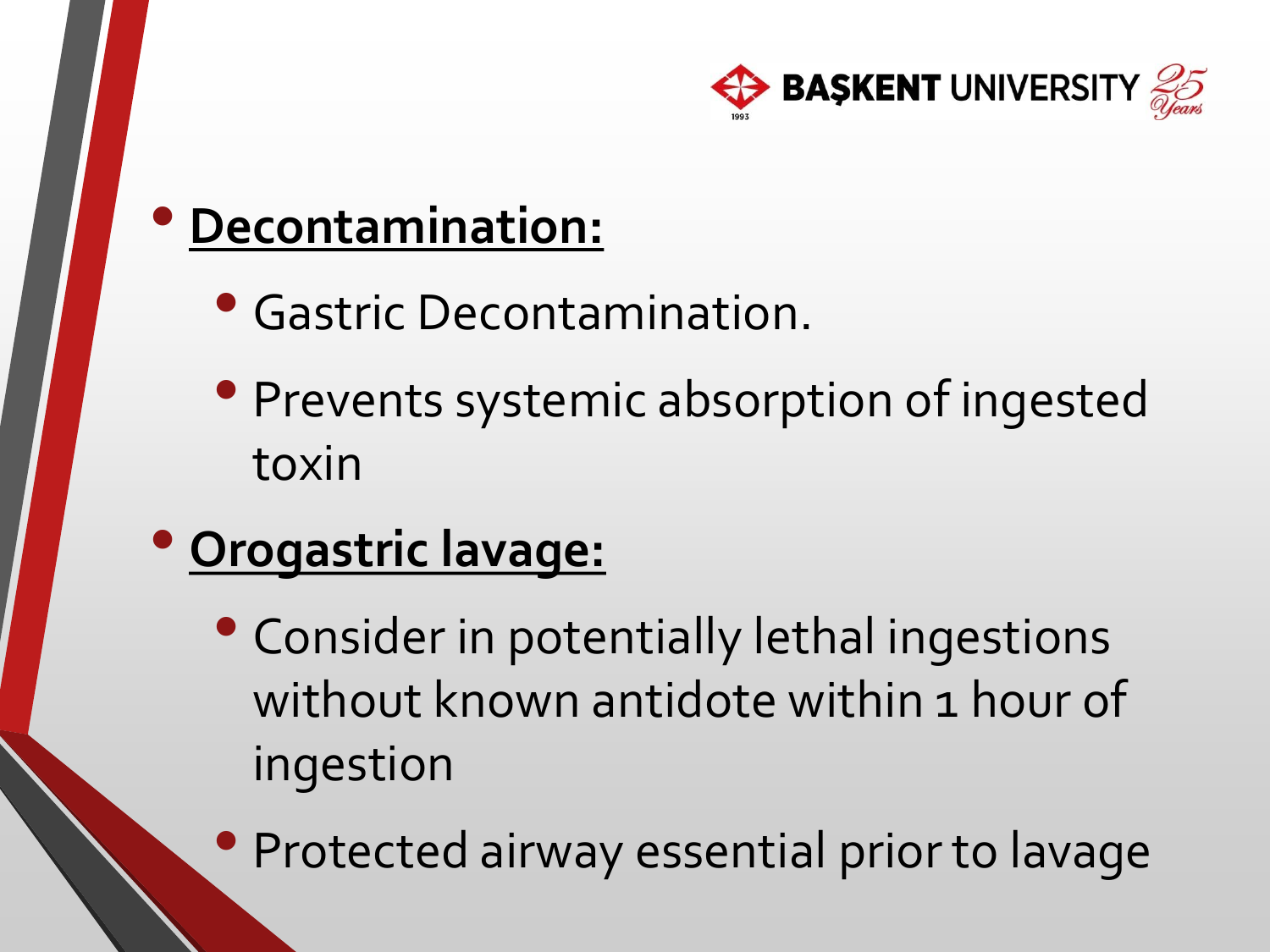- **Decontamination:**
  - Gastric Decontamination.
  - Prevents systemic absorption of ingested toxin
- **Orogastric lavage:**
  - Consider in potentially lethal ingestions without known antidote within 1 hour of ingestion
  - Protected airway essential prior to lavage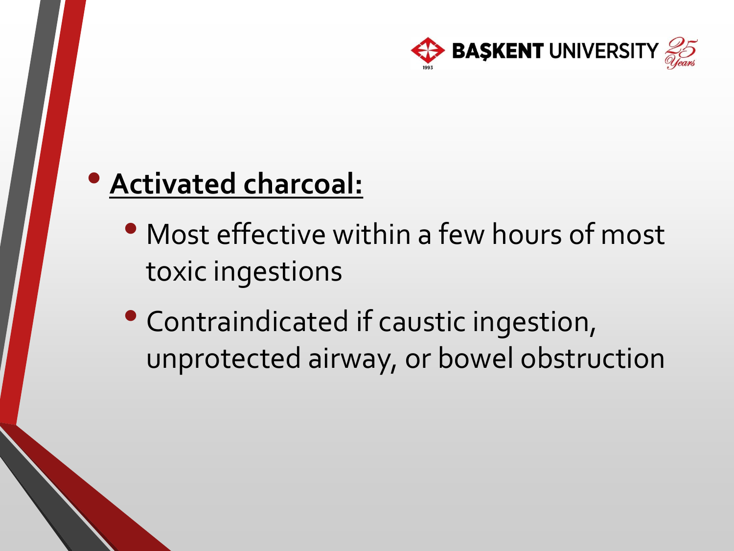- **Activated charcoal:**
  - Most effective within a few hours of most toxic ingestions
  - Contraindicated if caustic ingestion, unprotected airway, or bowel obstruction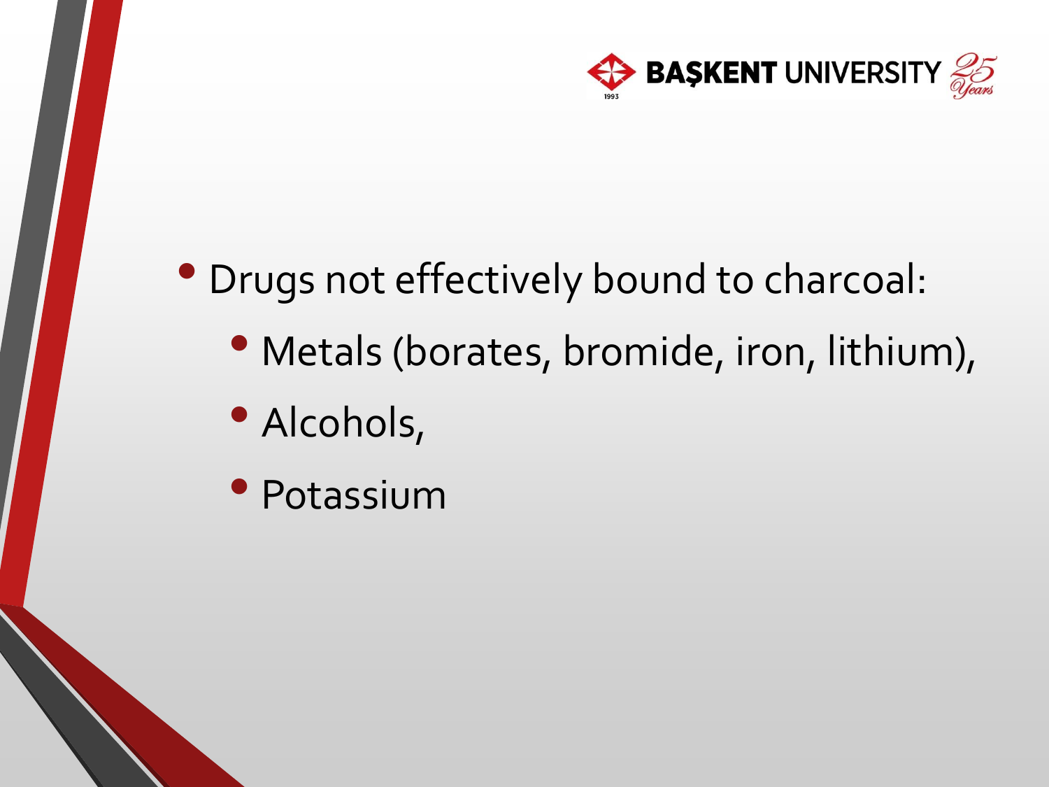- Drugs not effectively bound to charcoal:
  - Metals (borates, bromide, iron, lithium),
  - Alcohols,
  - Potassium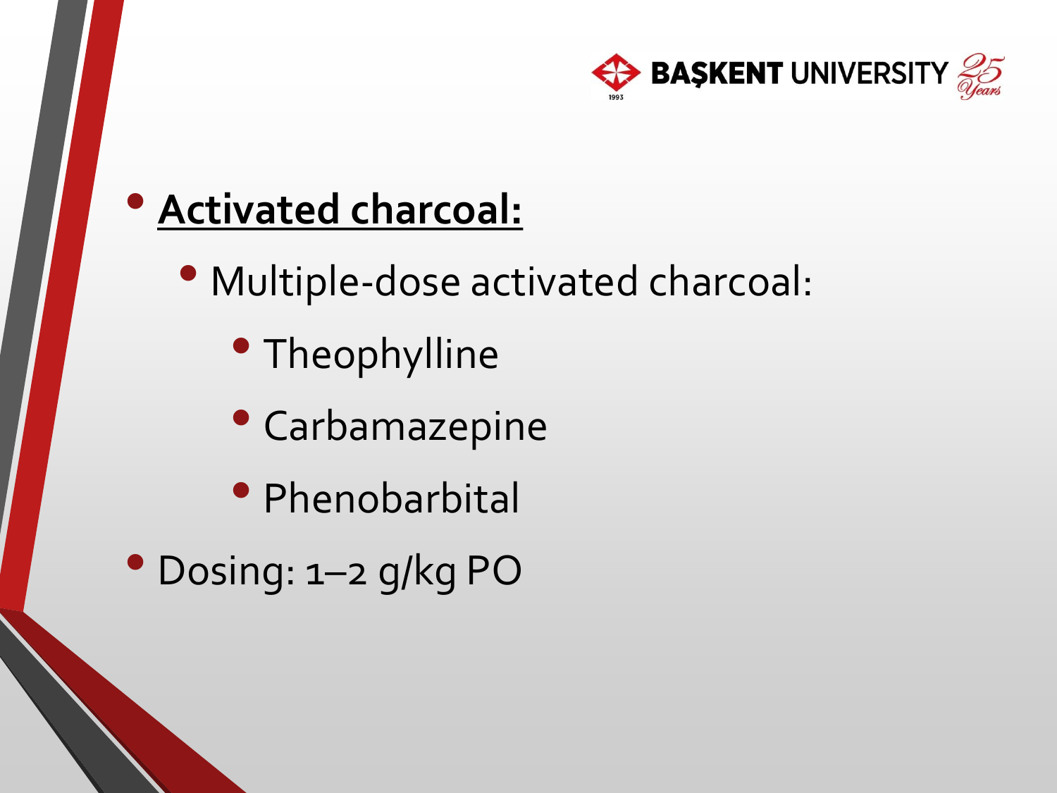- **Activated charcoal:**
  - Multiple-dose activated charcoal:
    - Theophylline
    - Carbamazepine
    - Phenobarbital
- Dosing: 1–2 g/kg PO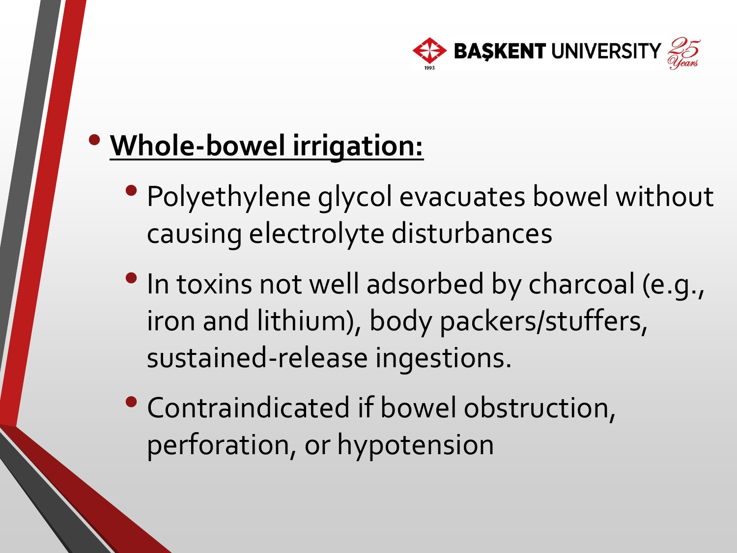- **<u>Whole-bowel irrigation:</u>**
  - Polyethylene glycol evacuates bowel without causing electrolyte disturbances
  - In toxins not well adsorbed by charcoal (e.g., iron and lithium), body packers/stuffers, sustained-release ingestions.
  - Contraindicated if bowel obstruction, perforation, or hypotension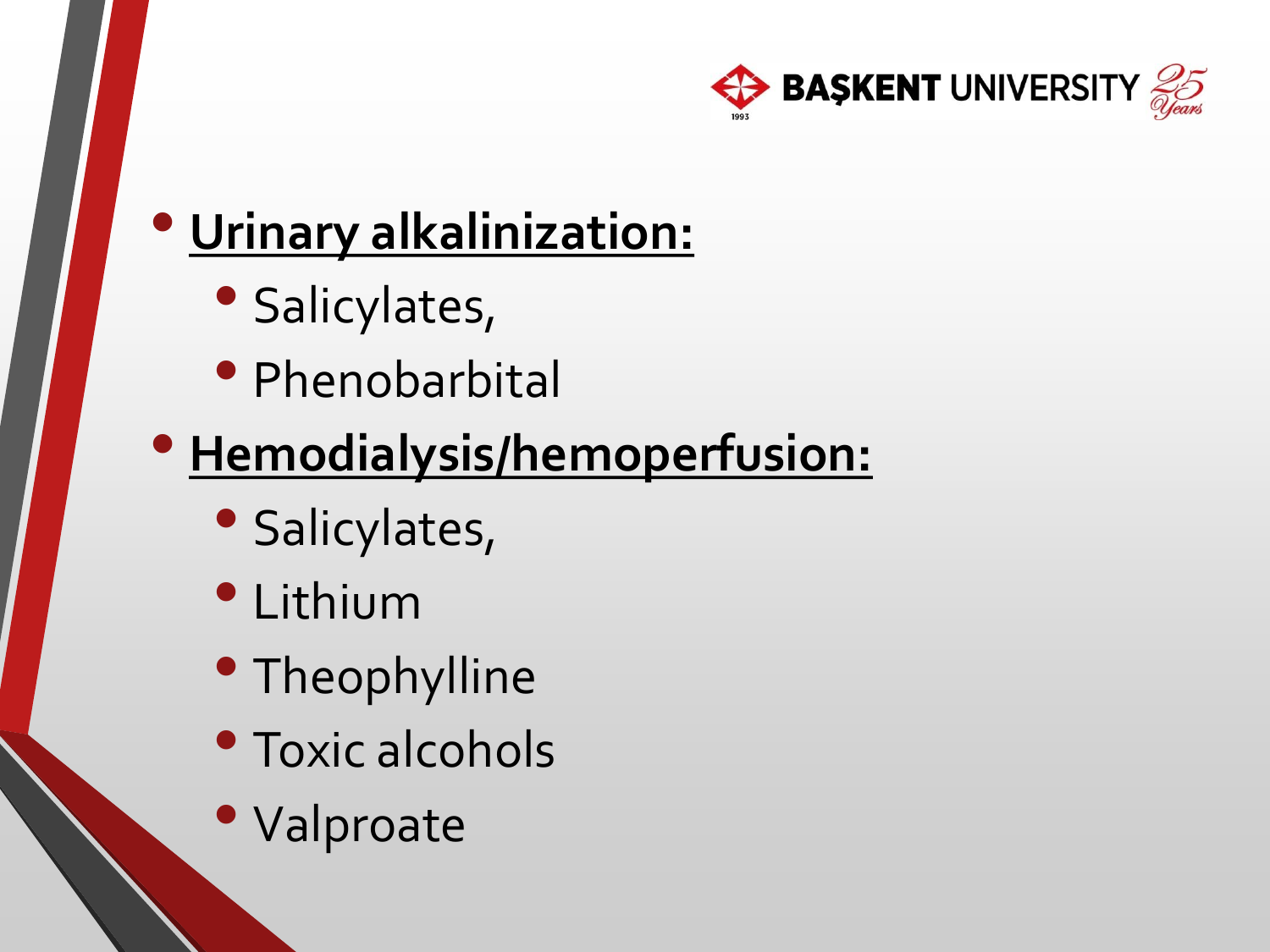- **Urinary alkalinization:**
  - Salicylates,
  - Phenobarbital
- **Hemodialysis/hemoperfusion:**
  - Salicylates,
  - Lithium
  - Theophylline
  - Toxic alcohols
  - Valproate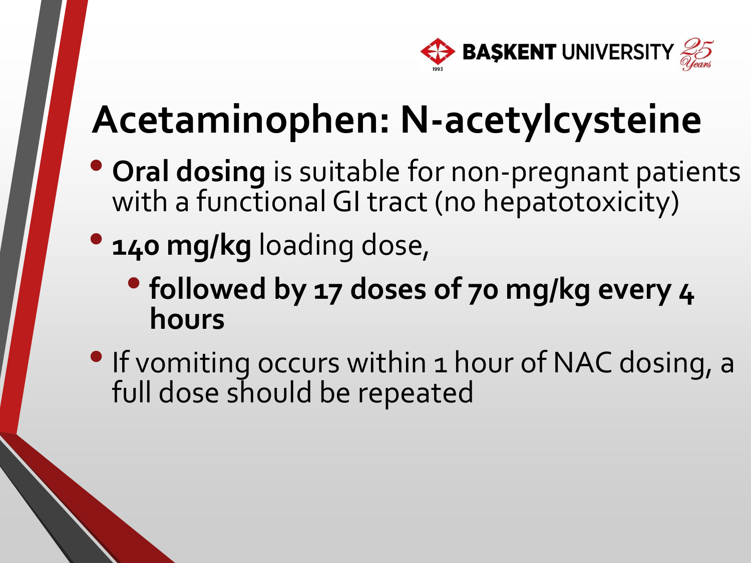# Acetaminophen: N-acetylcysteine

- **Oral dosing** is suitable for non-pregnant patients with a functional GI tract (no hepatotoxicity)
- **140 mg/kg** loading dose,
  - **followed by 17 doses of 70 mg/kg every 4 hours**
- If vomiting occurs within 1 hour of NAC dosing, a full dose should be repeated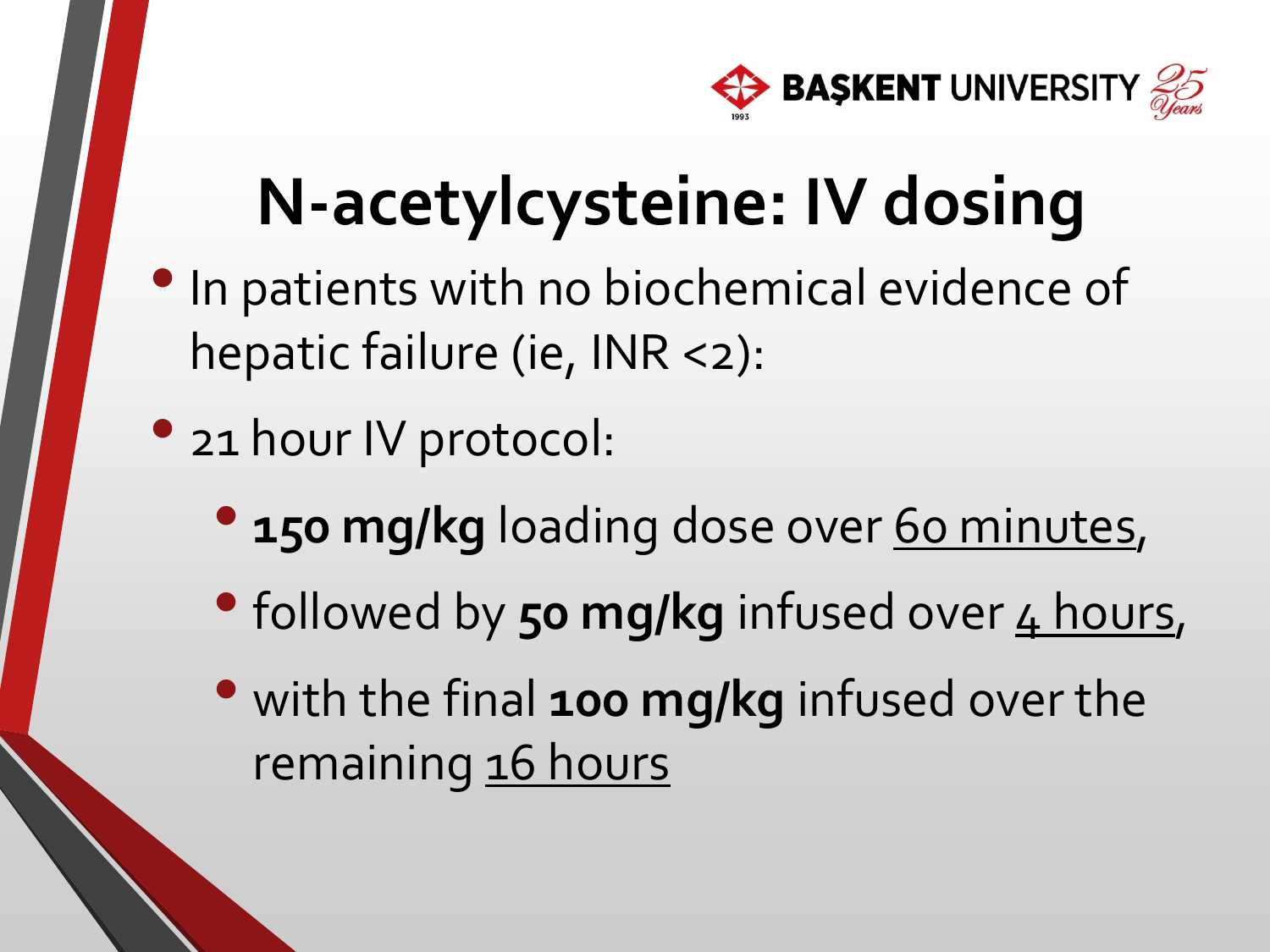# N-acetylcysteine: IV dosing

- In patients with no biochemical evidence of hepatic failure (ie, INR <2):
- 21 hour IV protocol:
  - **150 mg/kg** loading dose over <u>60 minutes</u>,
  - followed by **50 mg/kg** infused over <u>4 hours</u>,
  - with the final **100 mg/kg** infused over the remaining <u>16 hours</u>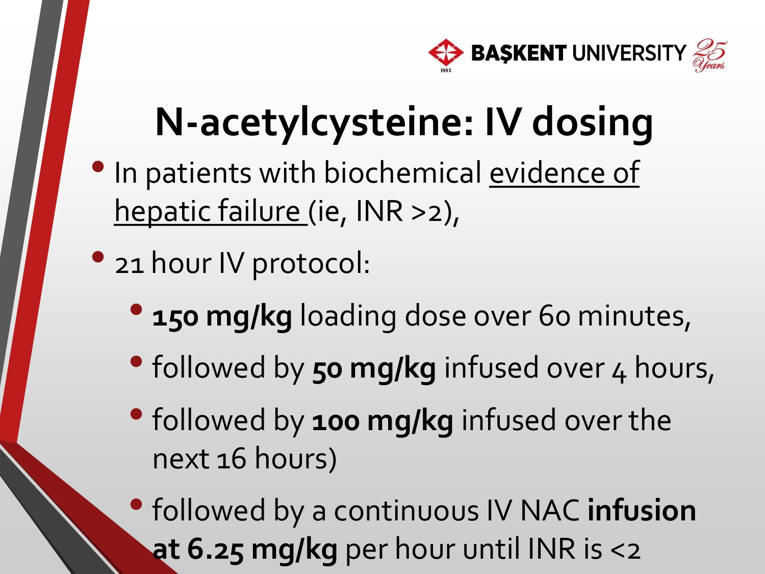# N-acetylcysteine: IV dosing

- In patients with biochemical evidence of hepatic failure (ie, INR >2),
- 21 hour IV protocol:
  - **150 mg/kg** loading dose over 60 minutes,
  - followed by **50 mg/kg** infused over 4 hours,
  - followed by **100 mg/kg** infused over the next 16 hours)
  - followed by a continuous IV NAC **infusion at 6.25 mg/kg** per hour until INR is <2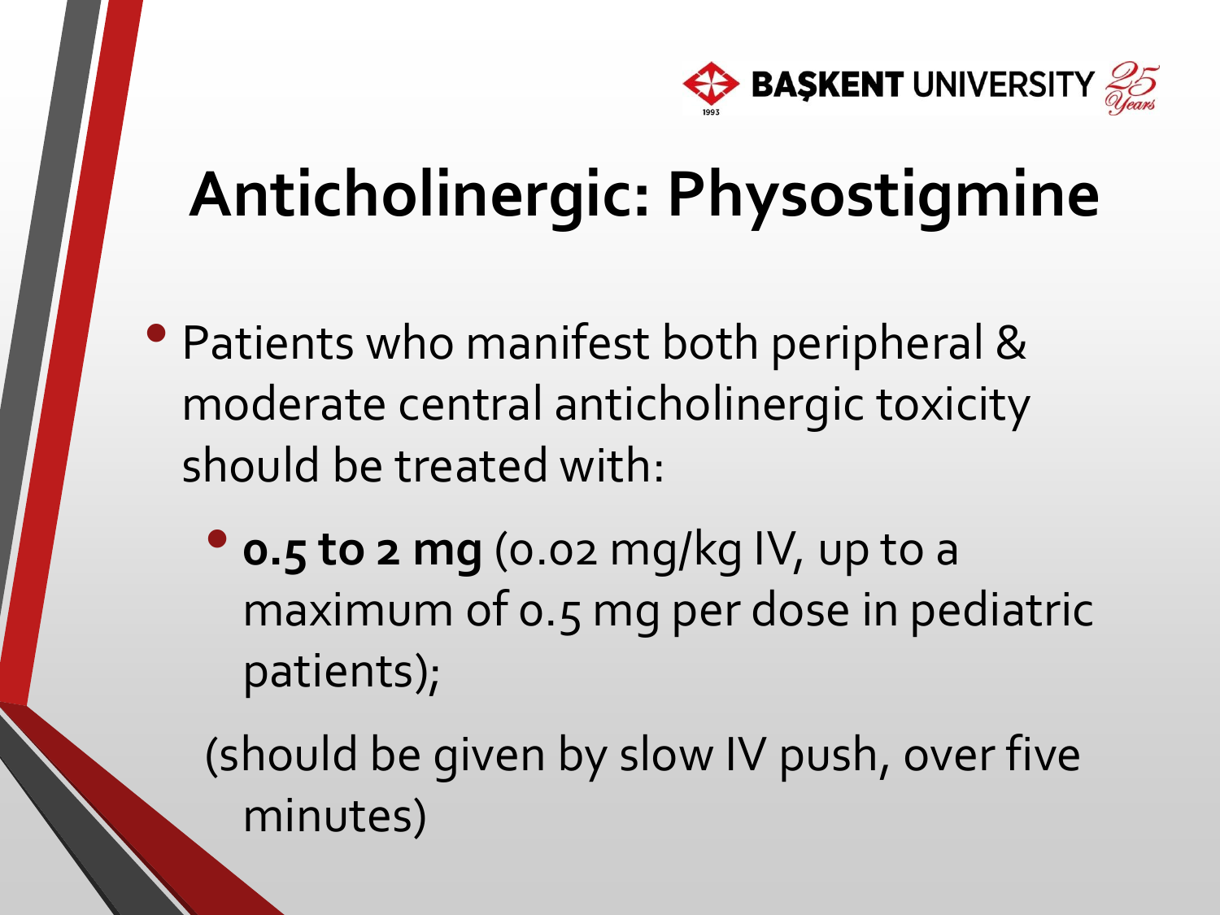# Anticholinergic: Physostigmine

- Patients who manifest both peripheral & moderate central anticholinergic toxicity should be treated with:
  - **0.5 to 2 mg** (0.02 mg/kg IV, up to a maximum of 0.5 mg per dose in pediatric patients);

  (should be given by slow IV push, over five minutes)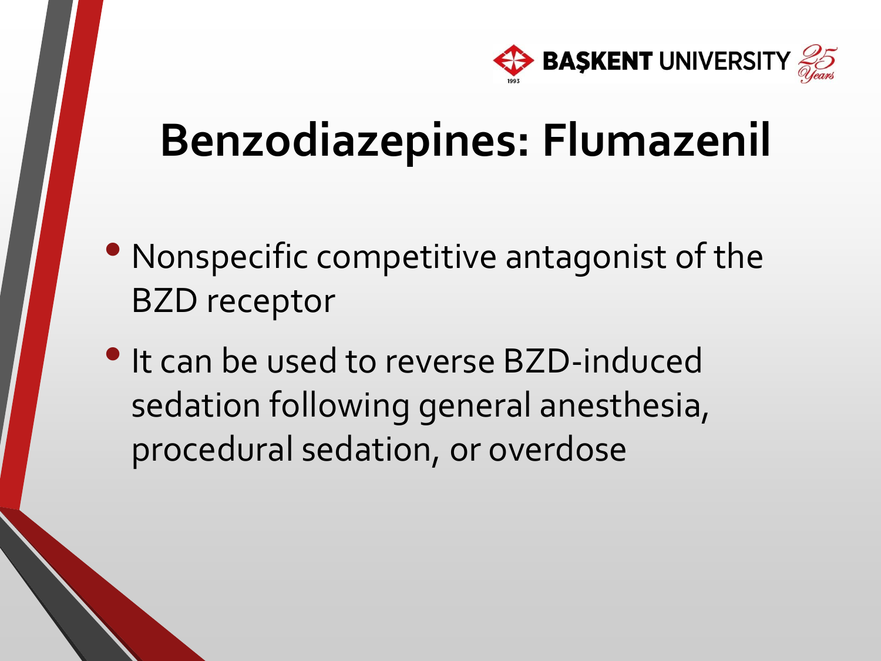# Benzodiazepines: Flumazenil

- Nonspecific competitive antagonist of the BZD receptor
- It can be used to reverse BZD-induced sedation following general anesthesia, procedural sedation, or overdose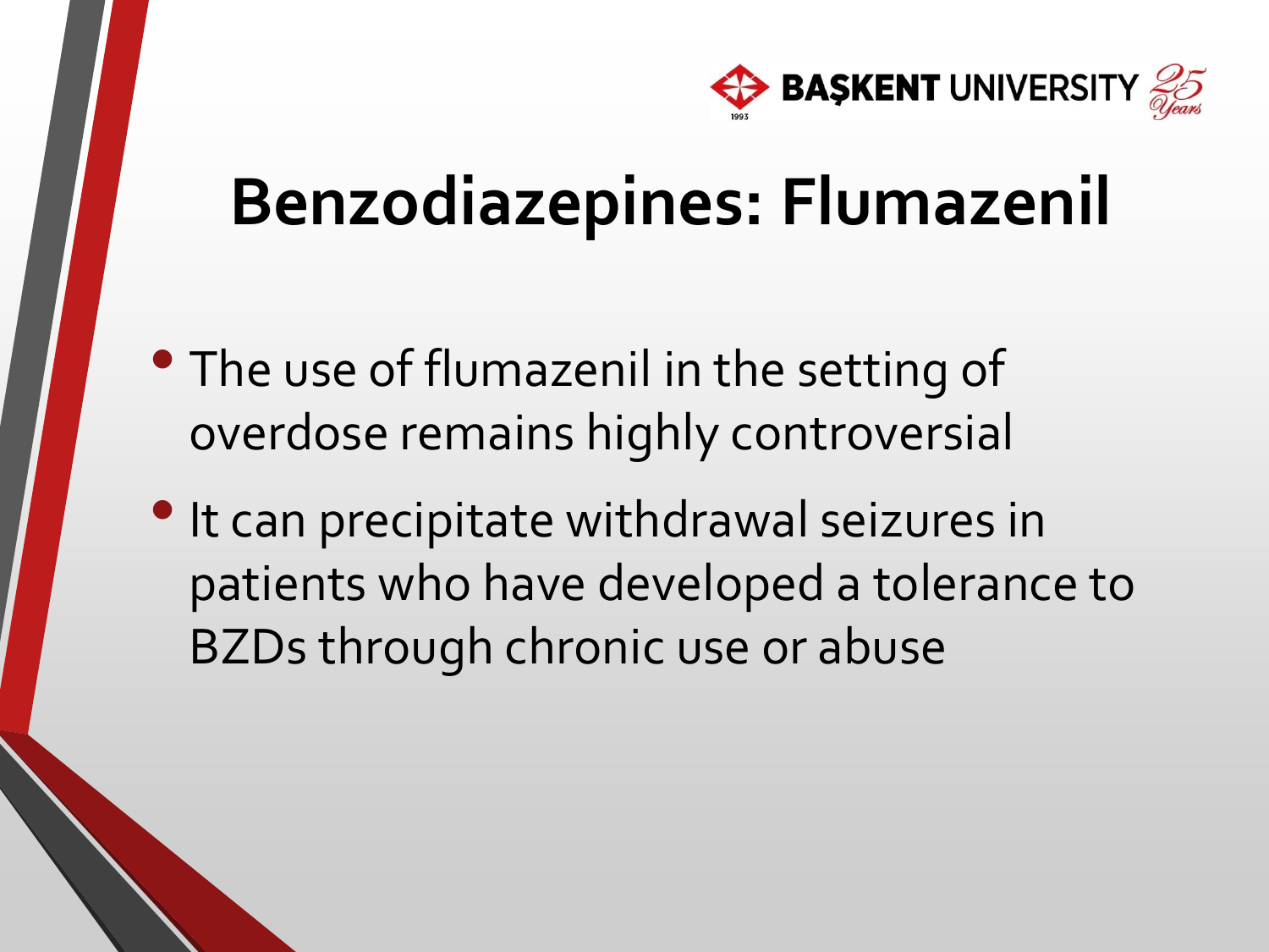# Benzodiazepines: Flumazenil

- The use of flumazenil in the setting of overdose remains highly controversial
- It can precipitate withdrawal seizures in patients who have developed a tolerance to BZDs through chronic use or abuse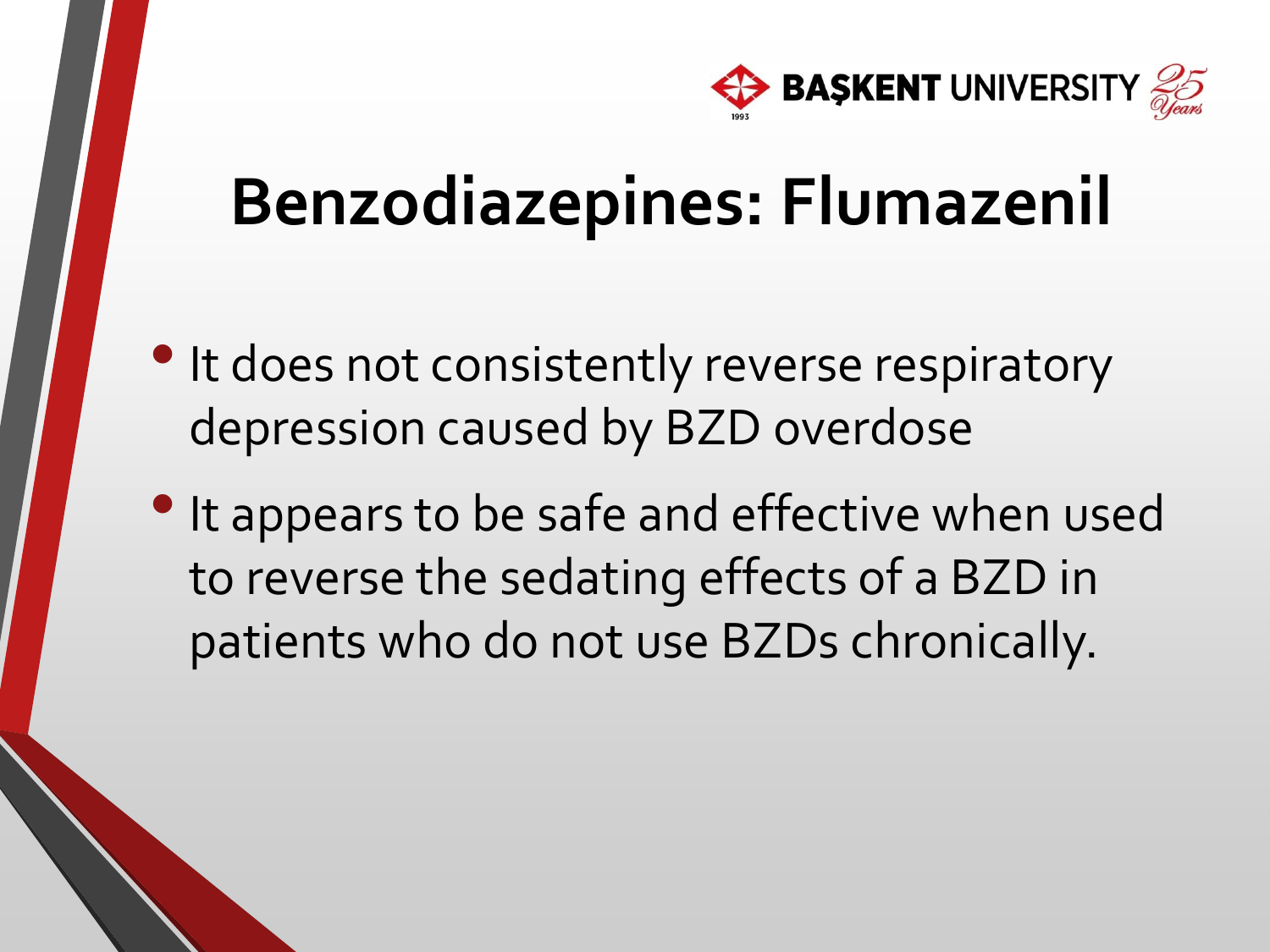# Benzodiazepines: Flumazenil

- It does not consistently reverse respiratory depression caused by BZD overdose
- It appears to be safe and effective when used to reverse the sedating effects of a BZD in patients who do not use BZDs chronically.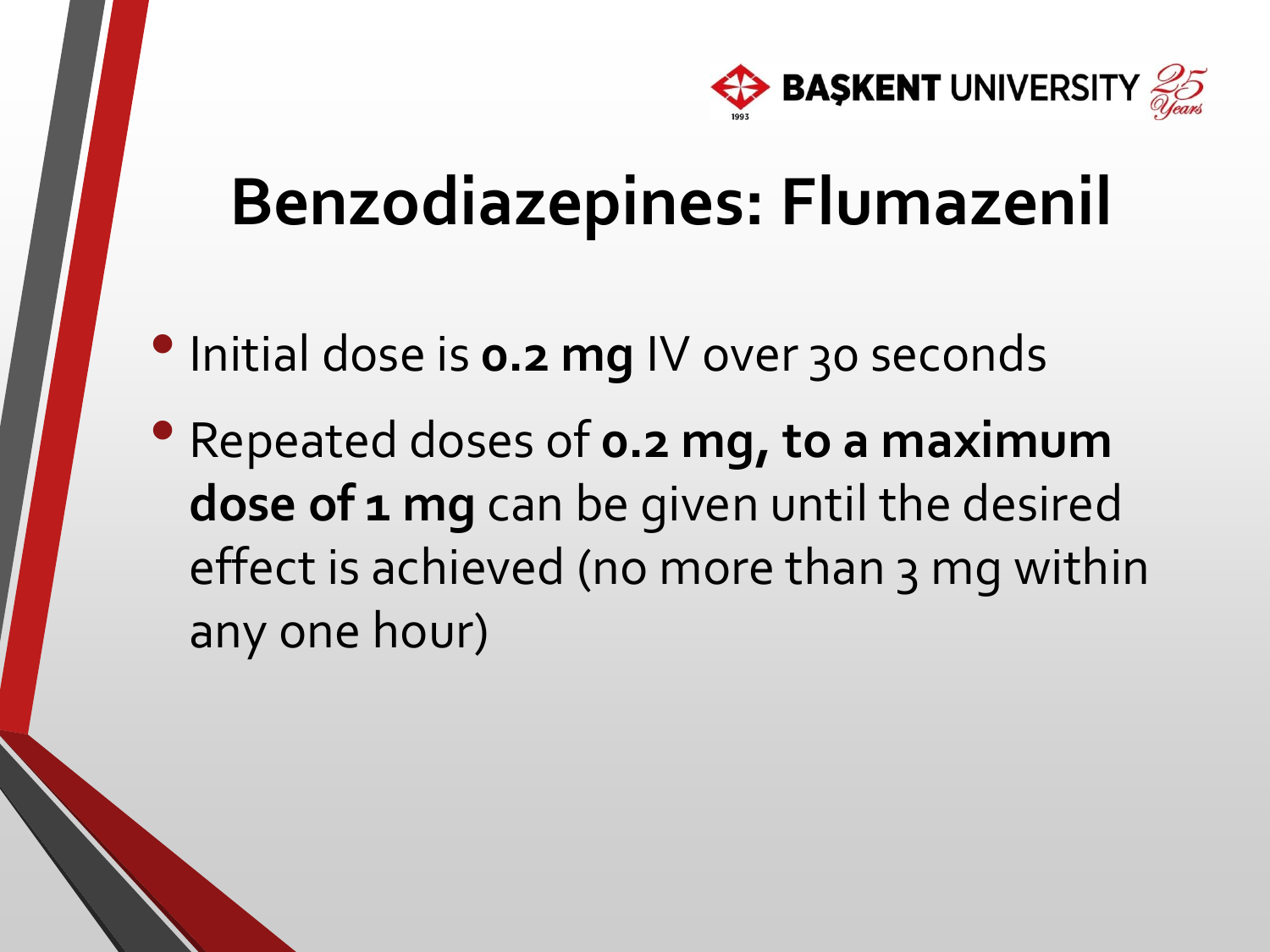# Benzodiazepines: Flumazenil

- Initial dose is **0.2 mg** IV over 30 seconds
- Repeated doses of **0.2 mg, to a maximum dose of 1 mg** can be given until the desired effect is achieved (no more than 3 mg within any one hour)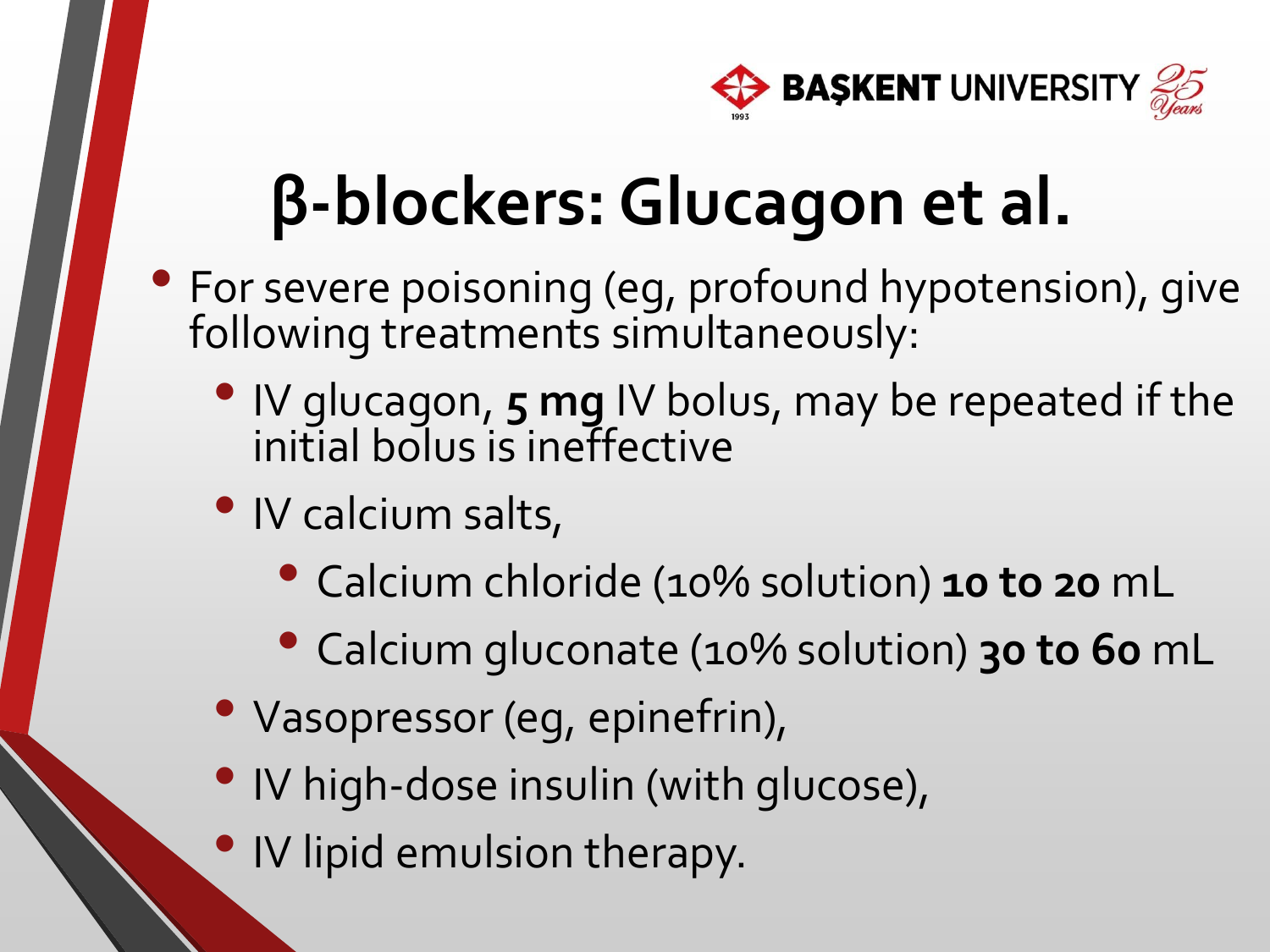# β-blockers: Glucagon et al.

- For severe poisoning (eg, profound hypotension), give following treatments simultaneously:
  - IV glucagon, **5 mg** IV bolus, may be repeated if the initial bolus is ineffective
  - IV calcium salts,
    - Calcium chloride (10% solution) **10 to 20** mL
    - Calcium gluconate (10% solution) **30 to 60** mL
  - Vasopressor (eg, epinefrin),
  - IV high-dose insulin (with glucose),
  - IV lipid emulsion therapy.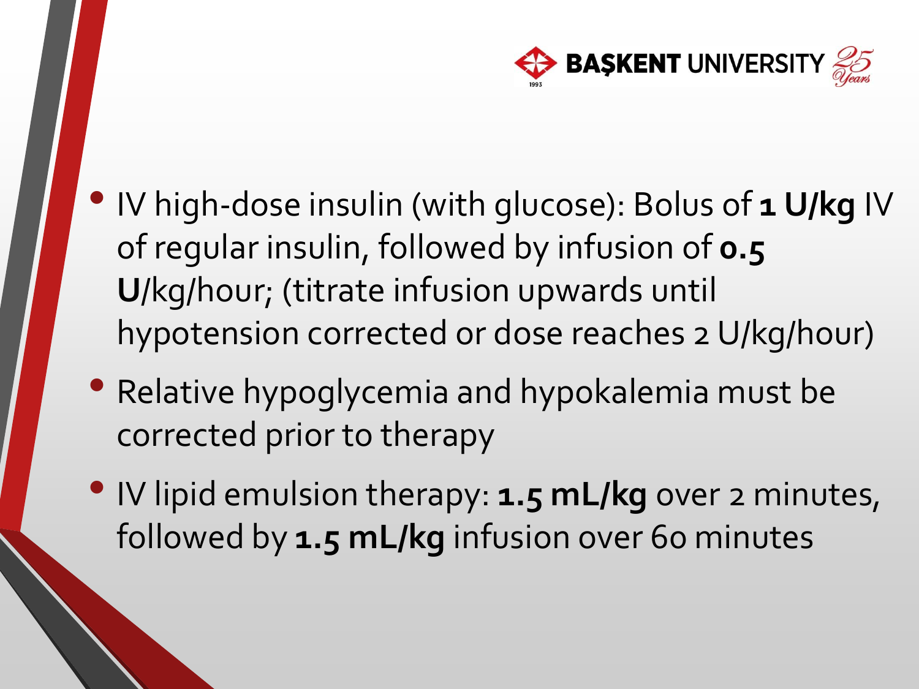- IV high-dose insulin (with glucose): Bolus of **1 U/kg** IV of regular insulin, followed by infusion of **0.5 U**/kg/hour; (titrate infusion upwards until hypotension corrected or dose reaches 2 U/kg/hour)
- Relative hypoglycemia and hypokalemia must be corrected prior to therapy
- IV lipid emulsion therapy: **1.5 mL/kg** over 2 minutes, followed by **1.5 mL/kg** infusion over 60 minutes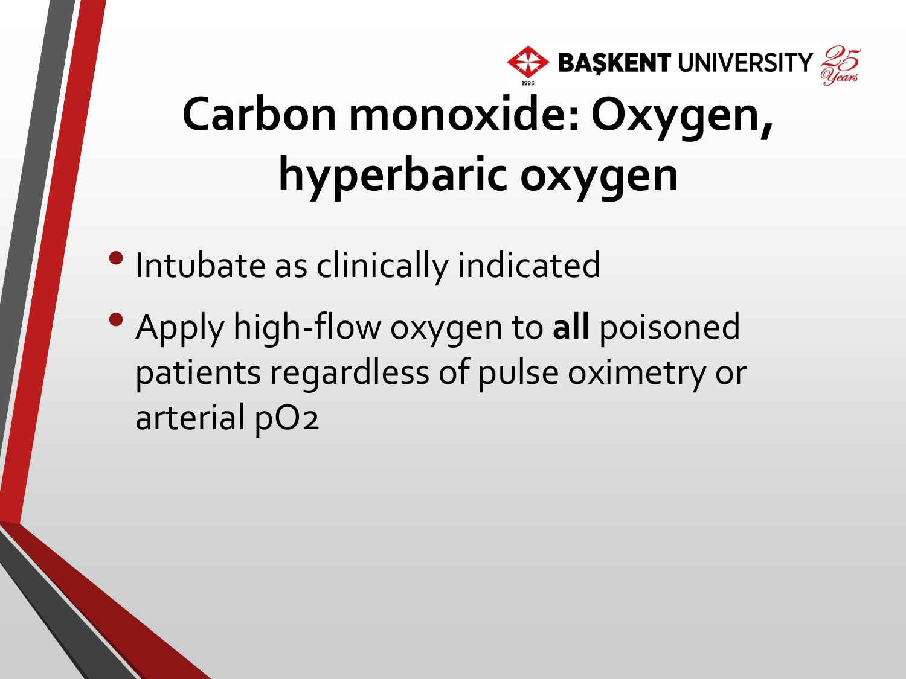# Carbon monoxide: Oxygen, hyperbaric oxygen

- Intubate as clinically indicated
- Apply high-flow oxygen to **all** poisoned patients regardless of pulse oximetry or arterial $pO_2$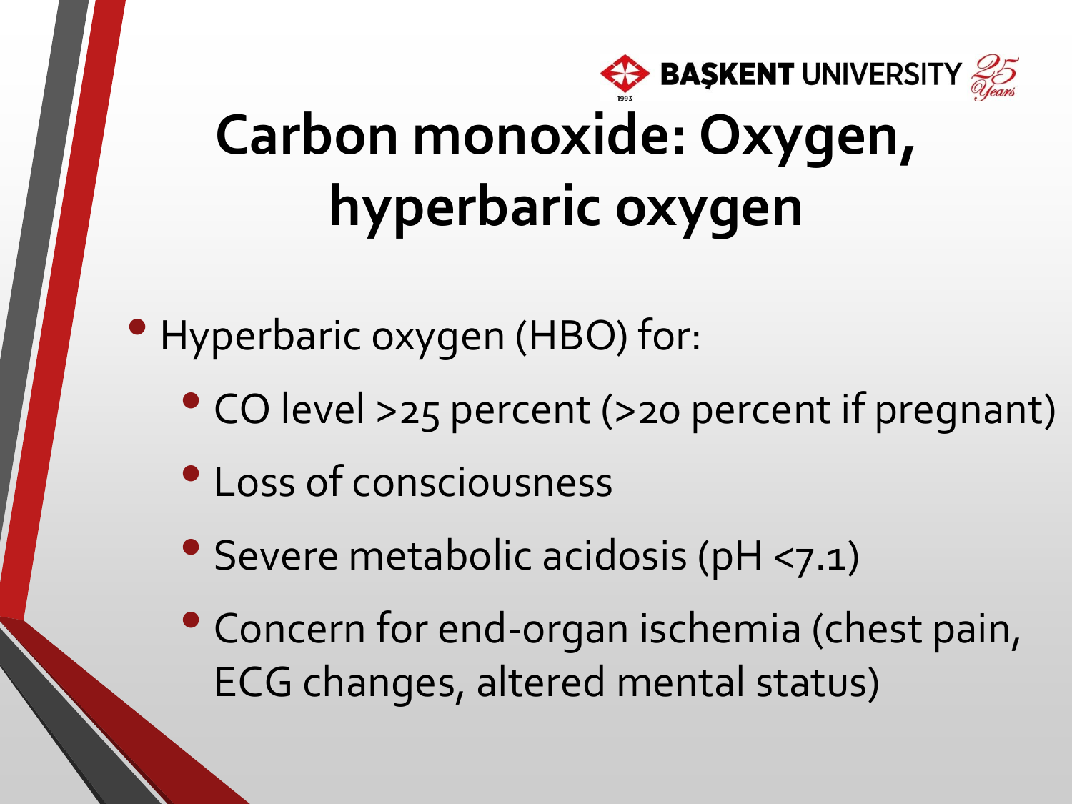# Carbon monoxide: Oxygen, hyperbaric oxygen

- Hyperbaric oxygen (HBO) for:
  - CO level >25 percent (>20 percent if pregnant)
  - Loss of consciousness
  - Severe metabolic acidosis (pH <7.1)
  - Concern for end-organ ischemia (chest pain, ECG changes, altered mental status)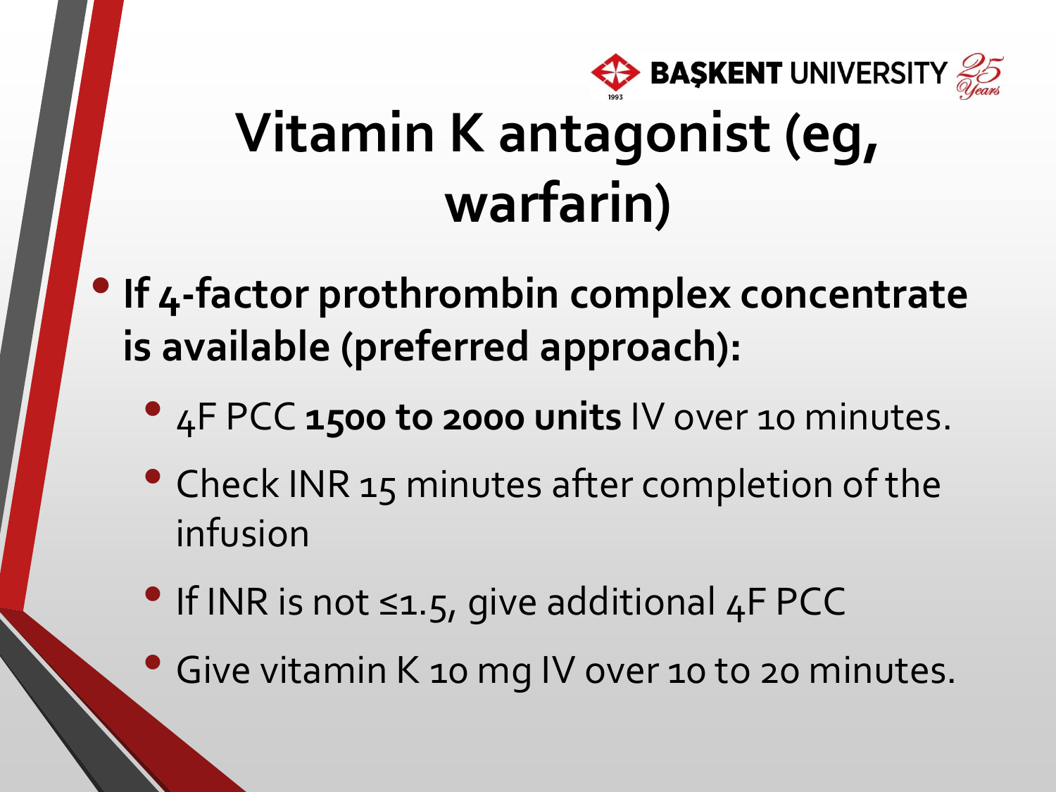# Vitamin K antagonist (eg, warfarin)

- **If 4-factor prothrombin complex concentrate is available (preferred approach):**
  - 4F PCC **1500 to 2000 units** IV over 10 minutes.
  - Check INR 15 minutes after completion of the infusion
  - If INR is not ≤1.5, give additional 4F PCC
  - Give vitamin K 10 mg IV over 10 to 20 minutes.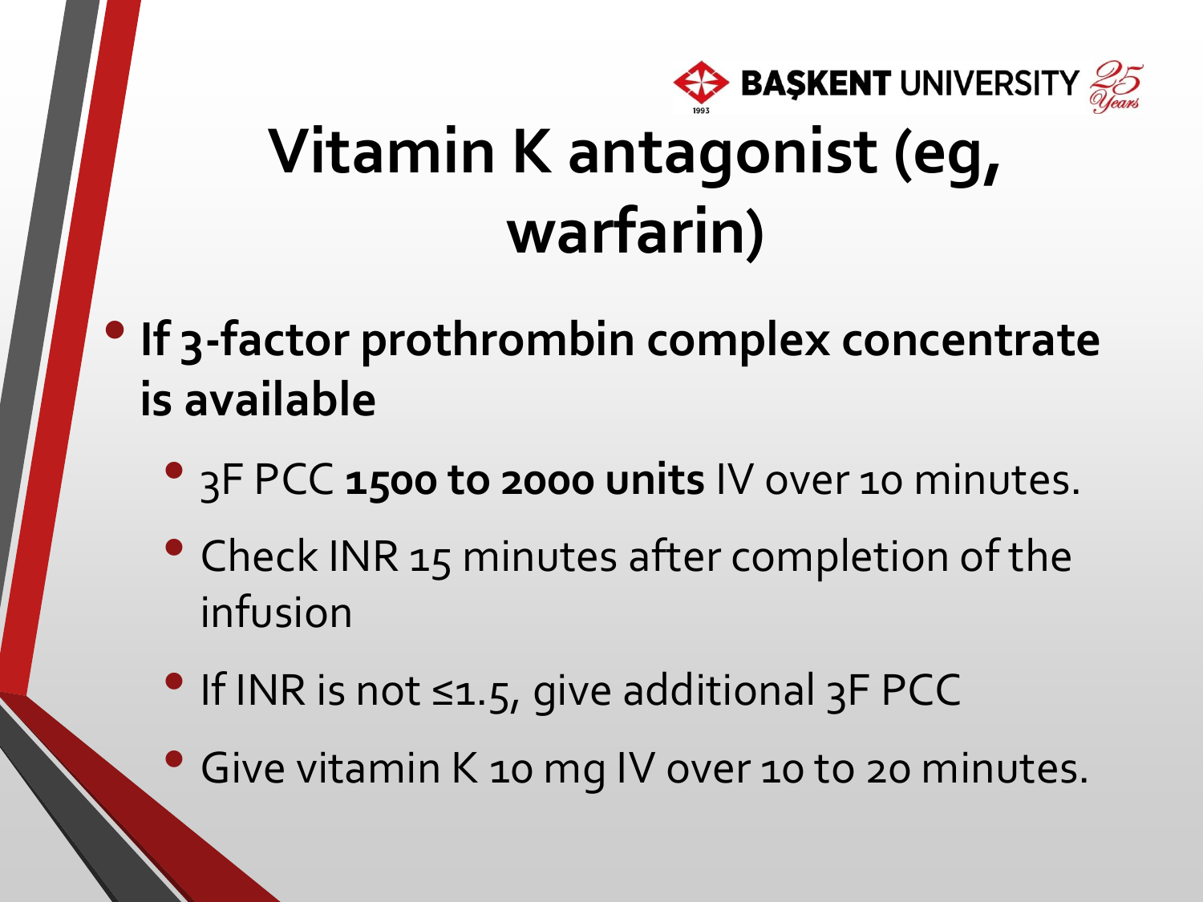# Vitamin K antagonist (eg, warfarin)

- **If 3-factor prothrombin complex concentrate is available**
  - 3F PCC **1500 to 2000 units** IV over 10 minutes.
  - Check INR 15 minutes after completion of the infusion
  - If INR is not ≤1.5, give additional 3F PCC
  - Give vitamin K 10 mg IV over 10 to 20 minutes.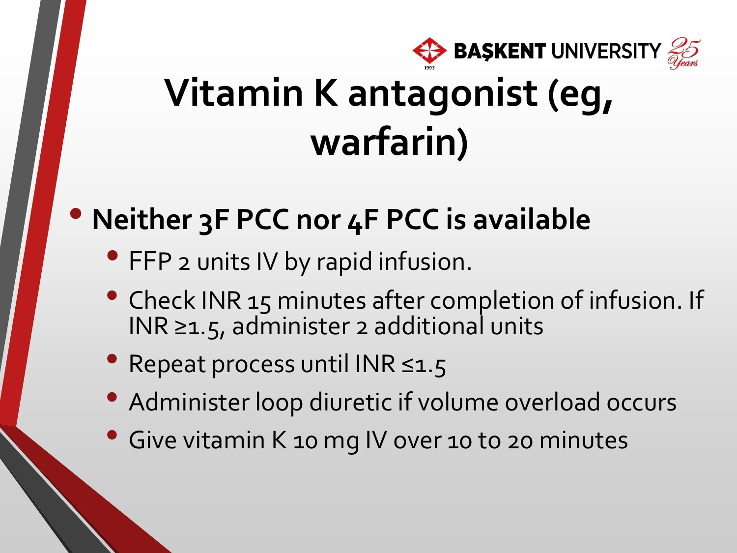# Vitamin K antagonist (eg, warfarin)

- **Neither 3F PCC nor 4F PCC is available**
  - FFP 2 units IV by rapid infusion.
  - Check INR 15 minutes after completion of infusion. If INR ≥1.5, administer 2 additional units
  - Repeat process until INR ≤1.5
  - Administer loop diuretic if volume overload occurs
  - Give vitamin K 10 mg IV over 10 to 20 minutes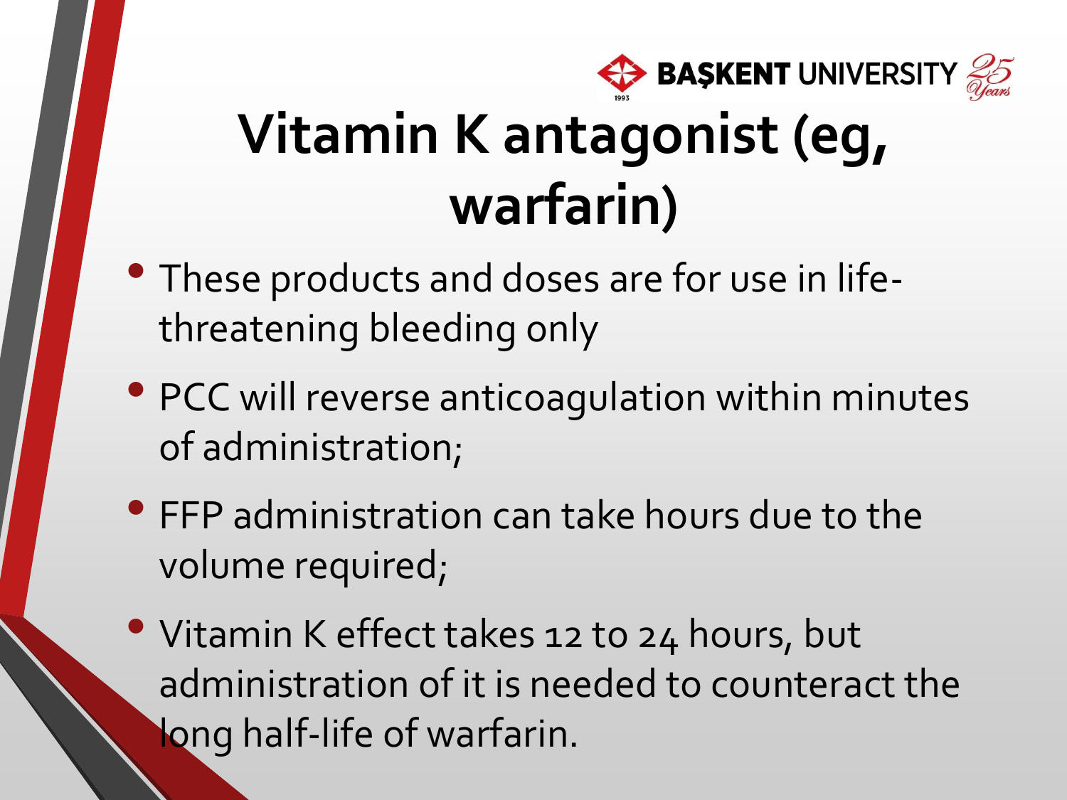# Vitamin K antagonist (eg, warfarin)

- These products and doses are for use in life-threatening bleeding only
- PCC will reverse anticoagulation within minutes of administration;
- FFP administration can take hours due to the volume required;
- Vitamin K effect takes 12 to 24 hours, but administration of it is needed to counteract the long half-life of warfarin.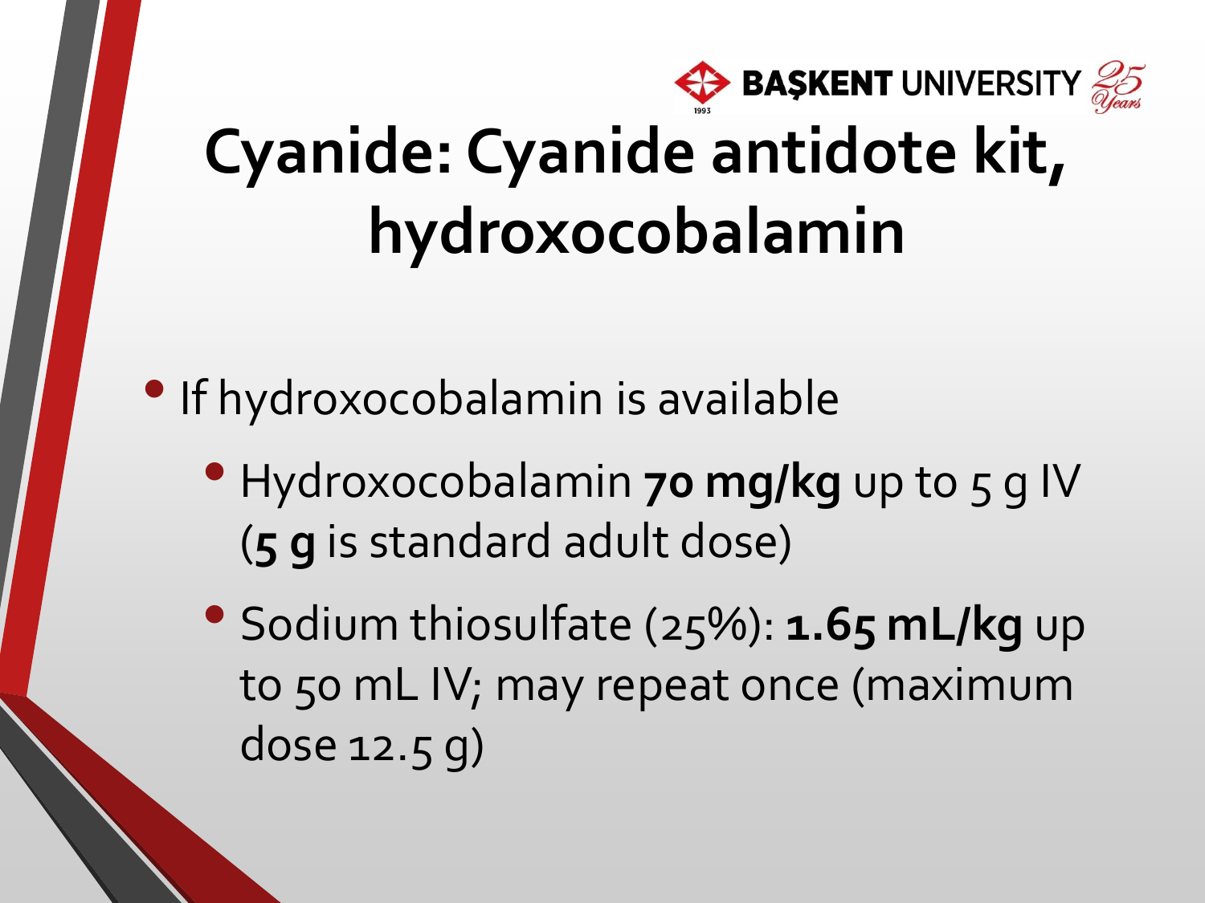# Cyanide: Cyanide antidote kit, hydroxocobalamin

- If hydroxocobalamin is available
  - Hydroxocobalamin **70 mg/kg** up to 5 g IV (**5 g** is standard adult dose)
  - Sodium thiosulfate (25%): **1.65 mL/kg** up to 50 mL IV; may repeat once (maximum dose 12.5 g)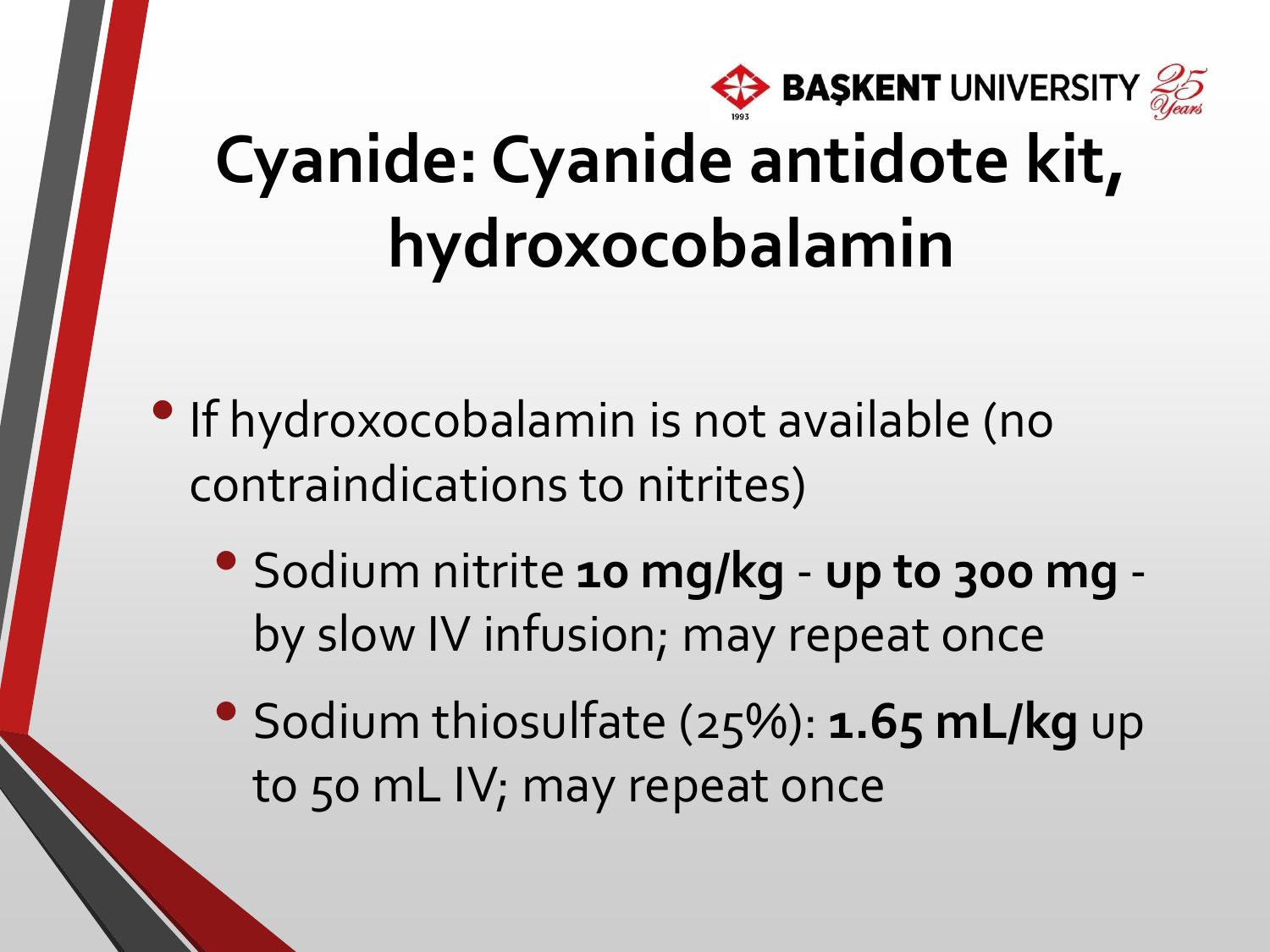# Cyanide: Cyanide antidote kit, hydroxocobalamin

- If hydroxocobalamin is not available (no contraindications to nitrites)
  - Sodium nitrite **10 mg/kg** - **up to 300 mg** - by slow IV infusion; may repeat once
  - Sodium thiosulfate (25%): **1.65 mL/kg** up to 50 mL IV; may repeat once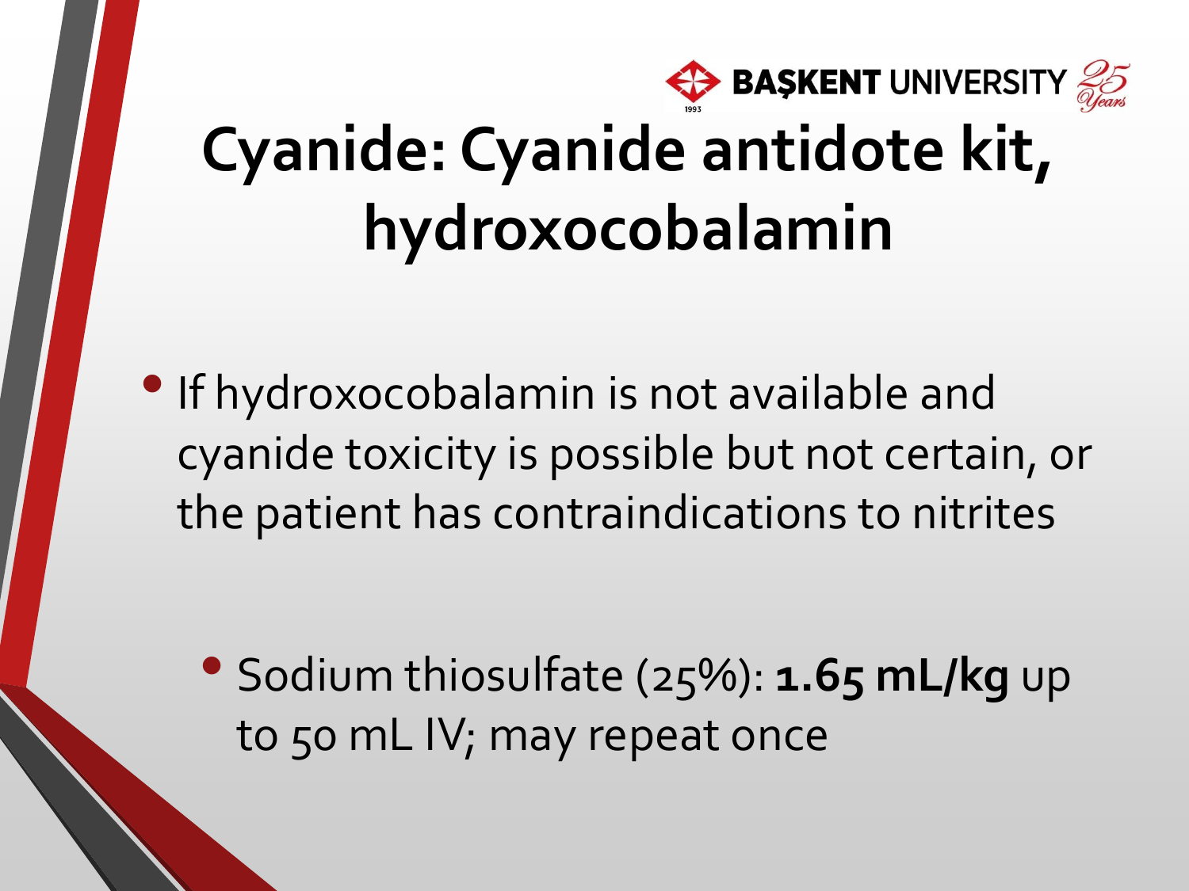# Cyanide: Cyanide antidote kit, hydroxocobalamin

- If hydroxocobalamin is not available and cyanide toxicity is possible but not certain, or the patient has contraindications to nitrites
  - Sodium thiosulfate (25%): **1.65 mL/kg** up to 50 mL IV; may repeat once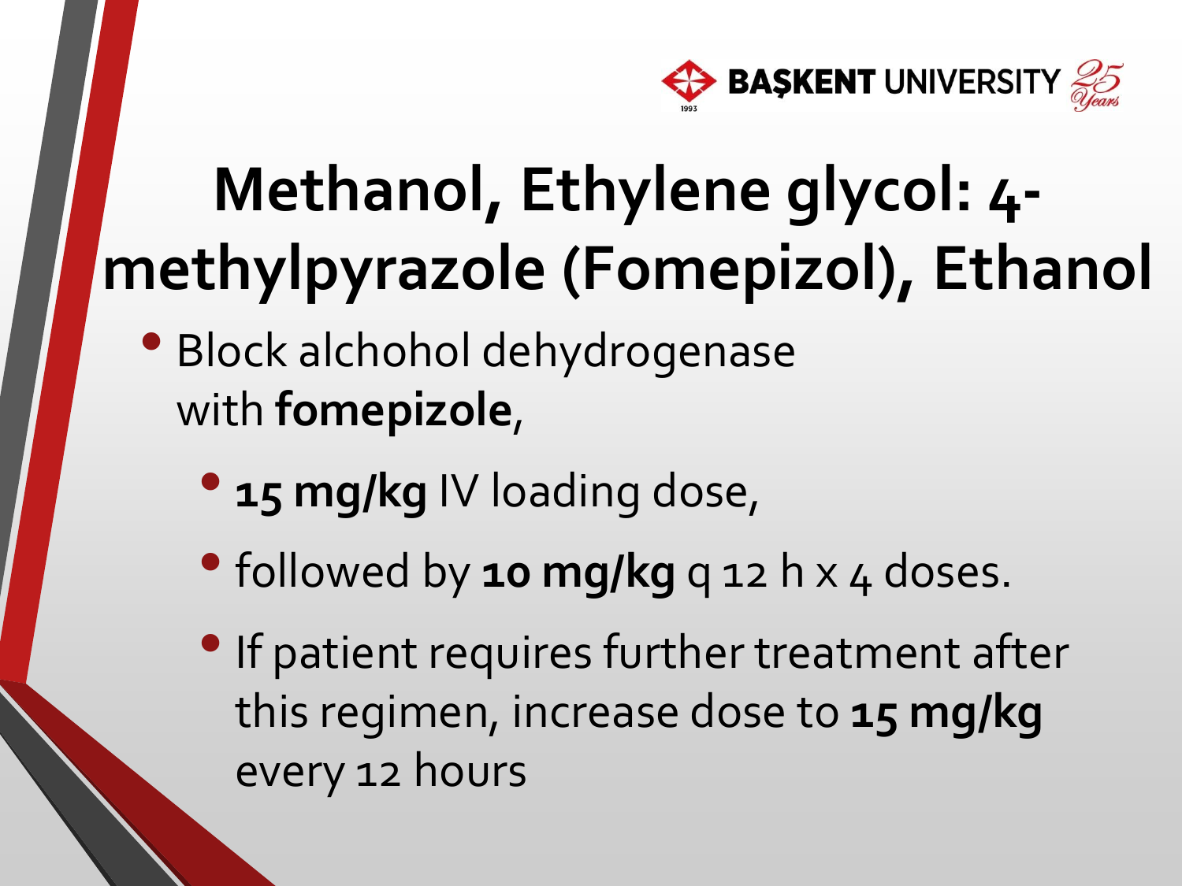# Methanol, Ethylene glycol: 4-methylpyrazole (Fomepizol), Ethanol

- Block alchohol dehydrogenase with **fomepizole**,
  - **15 mg/kg** IV loading dose,
  - followed by **10 mg/kg** q 12 h x 4 doses.
  - If patient requires further treatment after this regimen, increase dose to **15 mg/kg** every 12 hours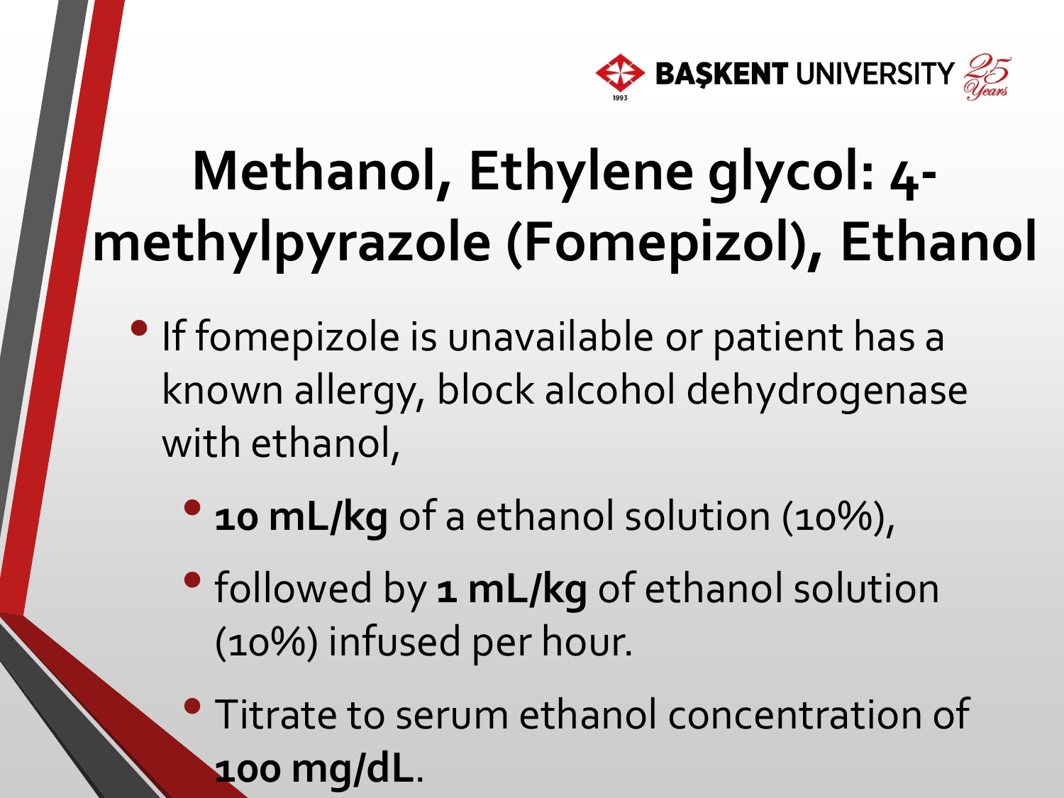# Methanol, Ethylene glycol: 4-methylpyrazole (Fomepizol), Ethanol

- If fomepizole is unavailable or patient has a known allergy, block alcohol dehydrogenase with ethanol,
  - **10 mL/kg** of a ethanol solution (10%),
  - followed by **1 mL/kg** of ethanol solution (10%) infused per hour.
  - Titrate to serum ethanol concentration of **100 mg/dL**.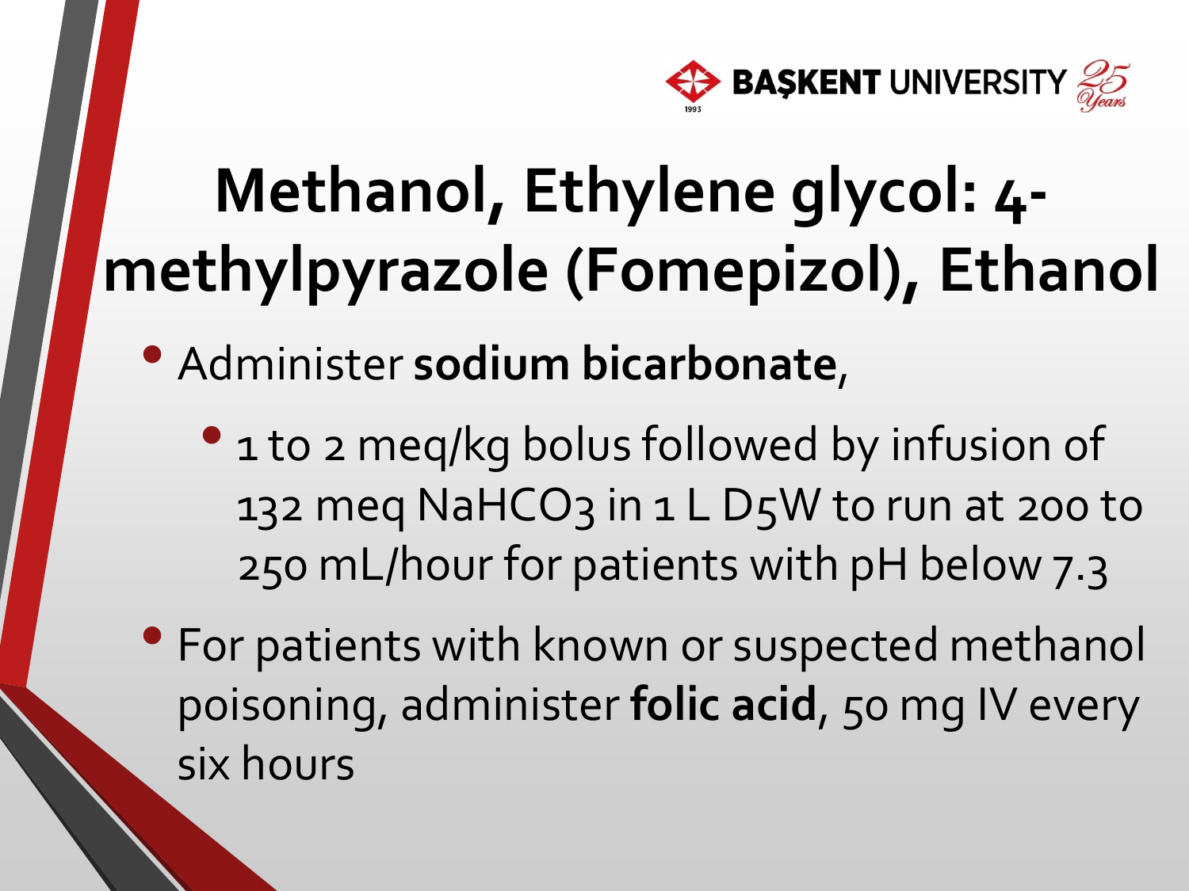# Methanol, Ethylene glycol: 4-methylpyrazole (Fomepizol), Ethanol

- Administer **sodium bicarbonate**,
  - 1 to 2 meq/kg bolus followed by infusion of 132 meq $NaHCO_3$ in 1 L D5W to run at 200 to 250 mL/hour for patients with pH below 7.3
- For patients with known or suspected methanol poisoning, administer **folic acid**, 50 mg IV every six hours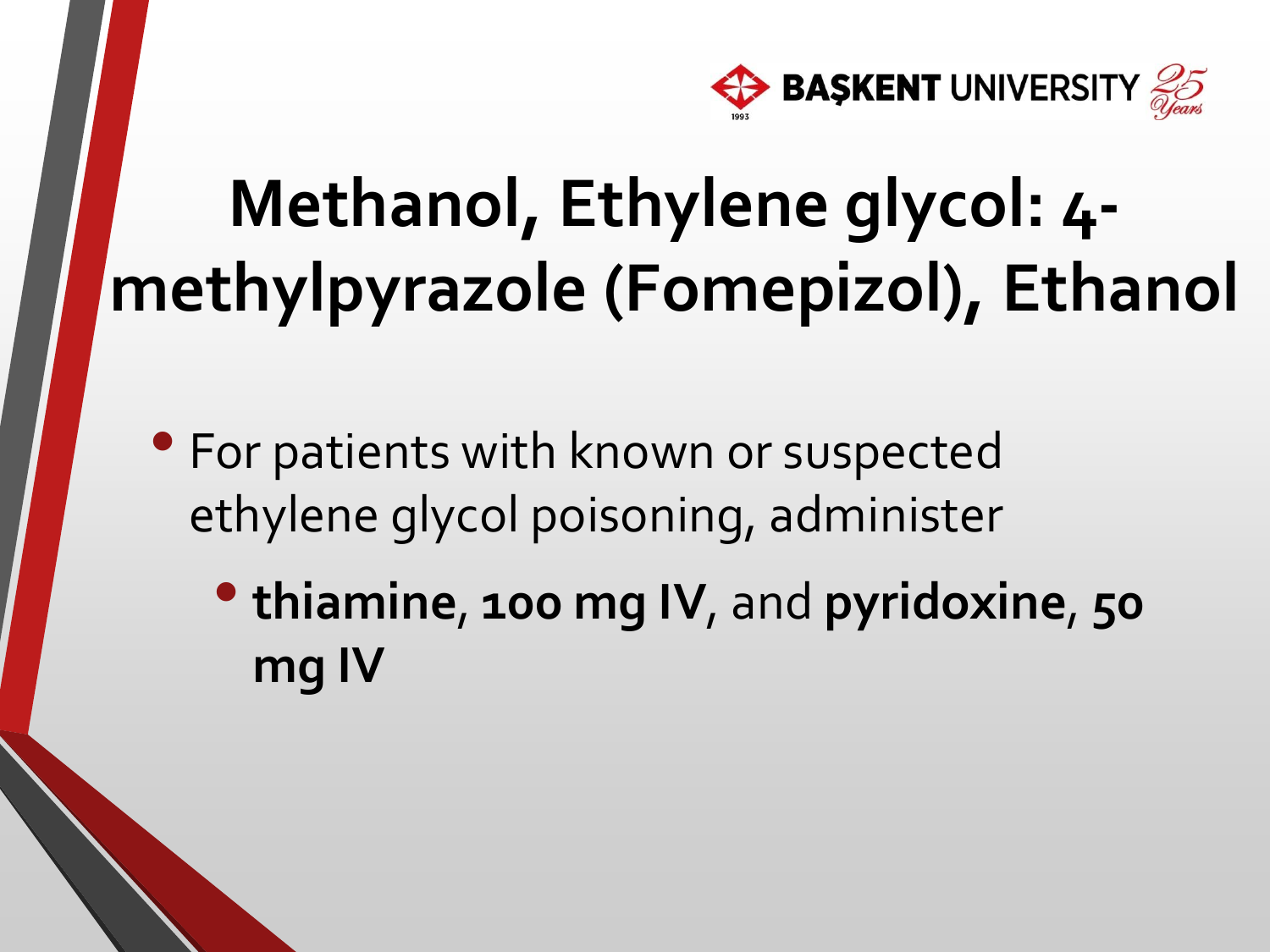# Methanol, Ethylene glycol: 4-methylpyrazole (Fomepizol), Ethanol

- For patients with known or suspected ethylene glycol poisoning, administer
  - **thiamine**, **100 mg IV**, and **pyridoxine**, **50 mg IV**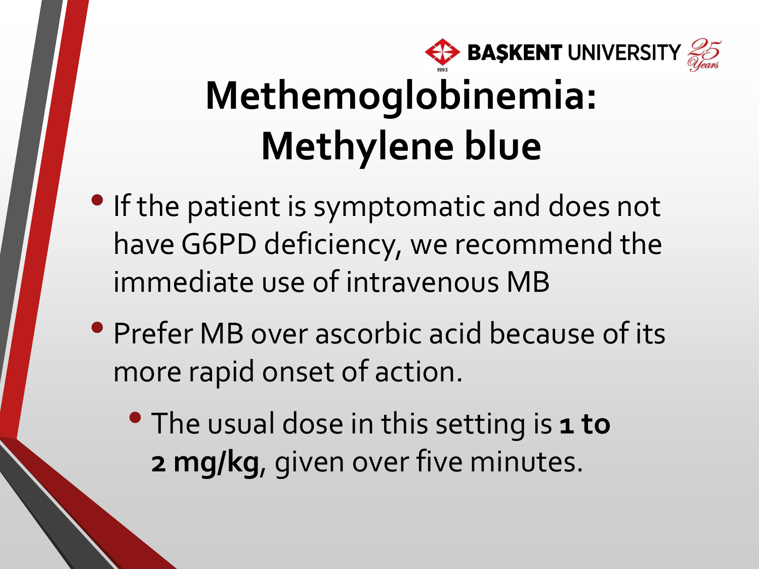# Methemoglobinemia: Methylene blue

- If the patient is symptomatic and does not have G6PD deficiency, we recommend the immediate use of intravenous MB
- Prefer MB over ascorbic acid because of its more rapid onset of action.
  - The usual dose in this setting is **1 to 2 mg/kg**, given over five minutes.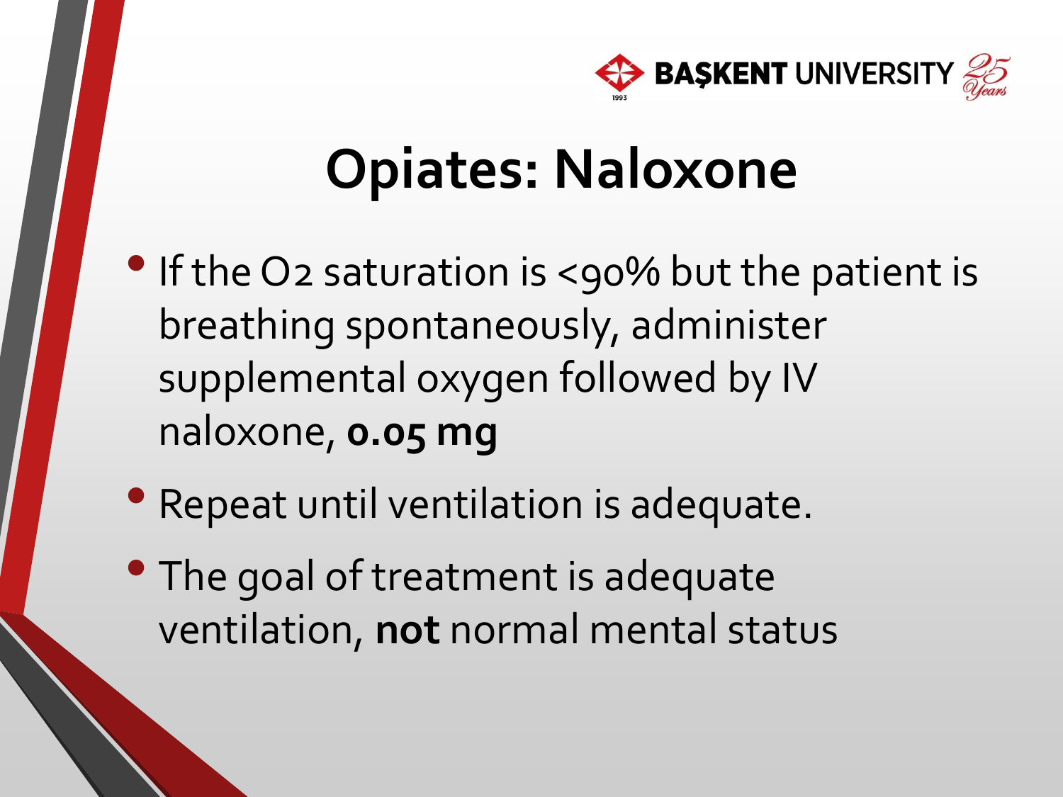# Opiates: Naloxone

- If the $O_2$ saturation is <90% but the patient is breathing spontaneously, administer supplemental oxygen followed by IV naloxone, **0.05 mg**
- Repeat until ventilation is adequate.
- The goal of treatment is adequate ventilation, **not** normal mental status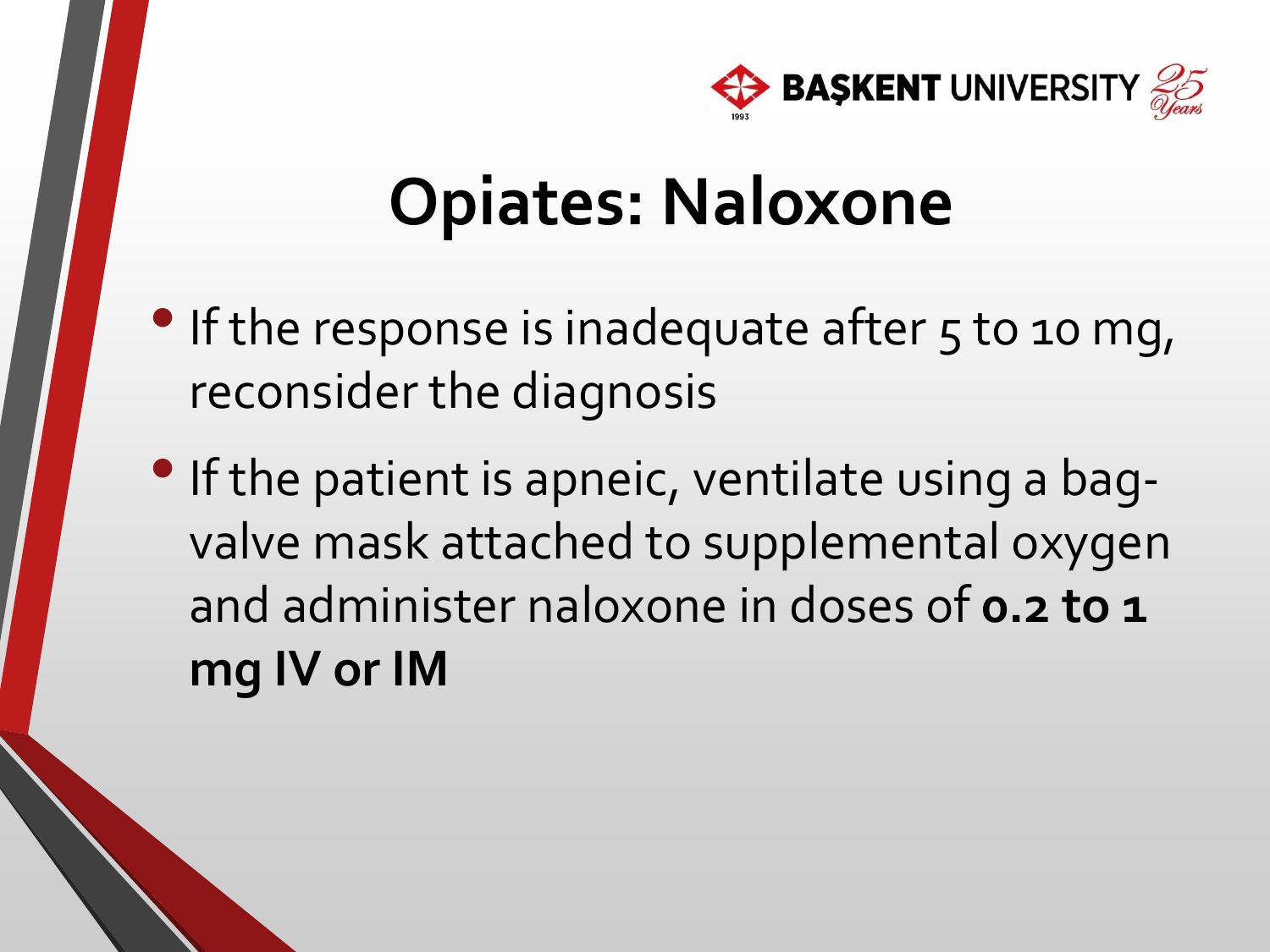# Opiates: Naloxone

- If the response is inadequate after 5 to 10 mg, reconsider the diagnosis
- If the patient is apneic, ventilate using a bag-valve mask attached to supplemental oxygen and administer naloxone in doses of **0.2 to 1 mg IV or IM**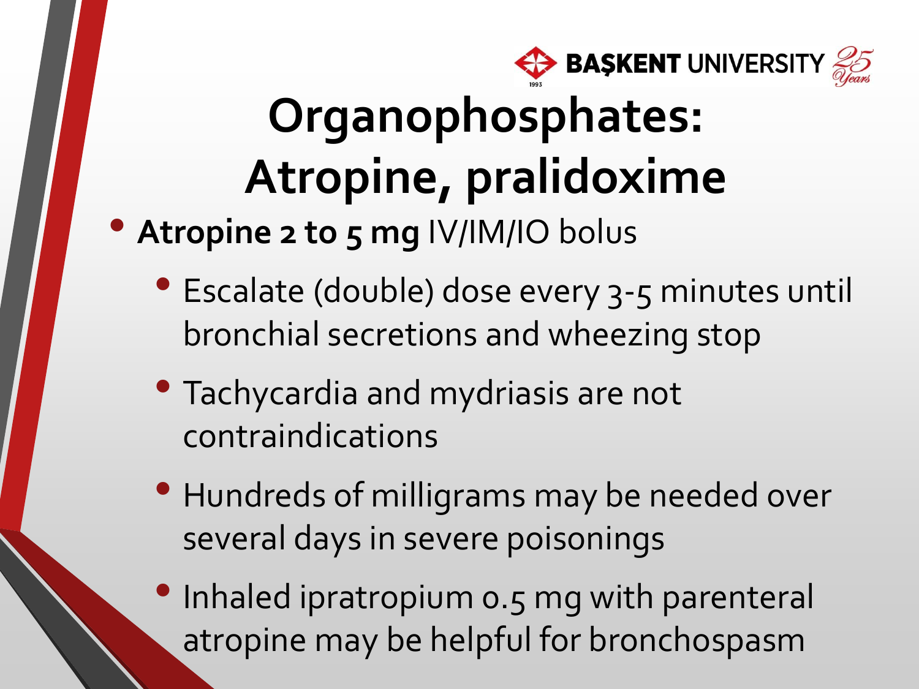# Organophosphates: Atropine, pralidoxime

- **Atropine 2 to 5 mg** IV/IM/IO bolus
  - Escalate (double) dose every 3-5 minutes until bronchial secretions and wheezing stop
  - Tachycardia and mydriasis are not contraindications
  - Hundreds of milligrams may be needed over several days in severe poisonings
  - Inhaled ipratropium 0.5 mg with parenteral atropine may be helpful for bronchospasm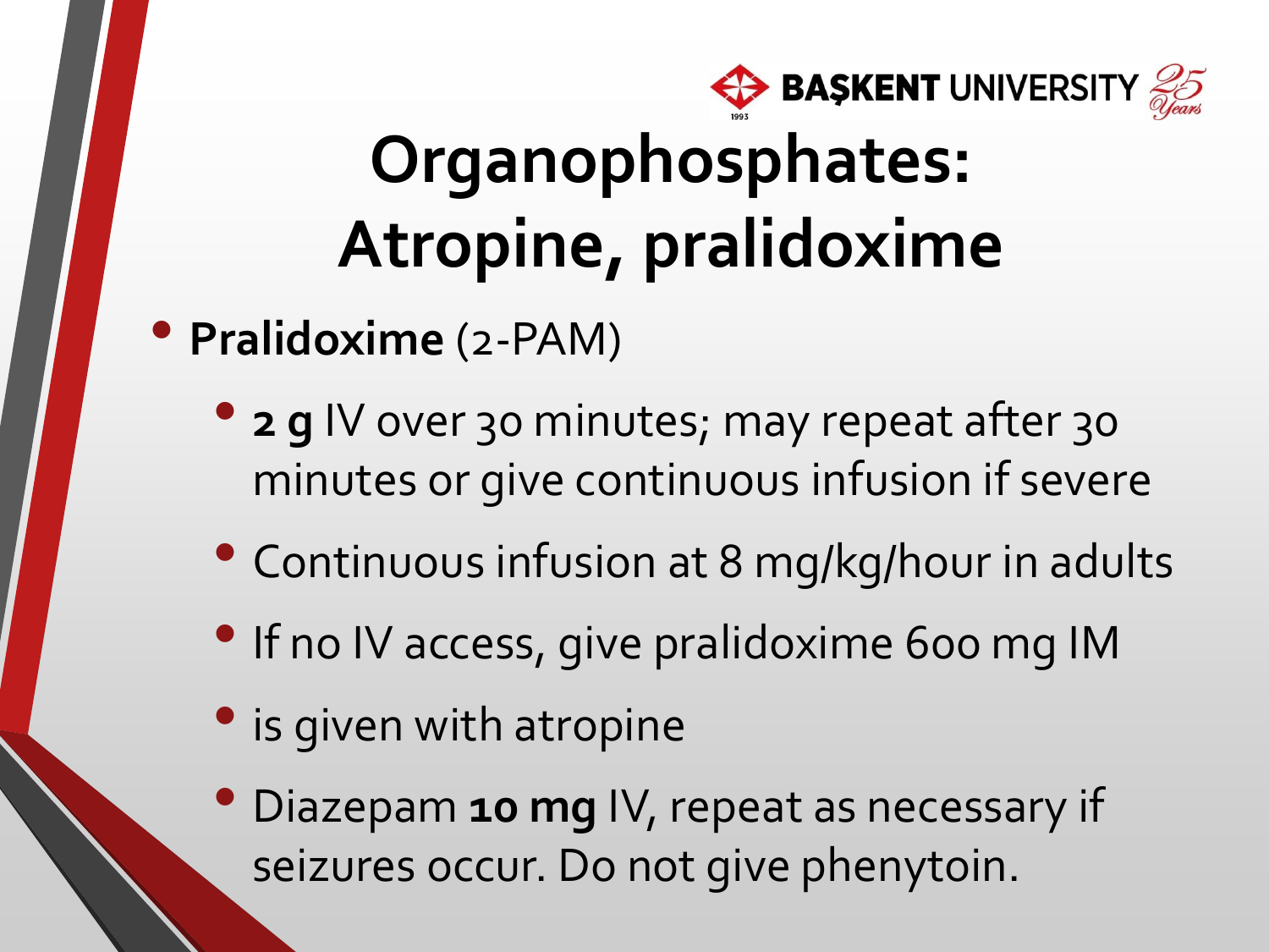# Organophosphates: Atropine, pralidoxime

- **Pralidoxime** (2-PAM)
  - **2 g** IV over 30 minutes; may repeat after 30 minutes or give continuous infusion if severe
  - Continuous infusion at 8 mg/kg/hour in adults
  - If no IV access, give pralidoxime 600 mg IM
  - is given with atropine
  - Diazepam **10 mg** IV, repeat as necessary if seizures occur. Do not give phenytoin.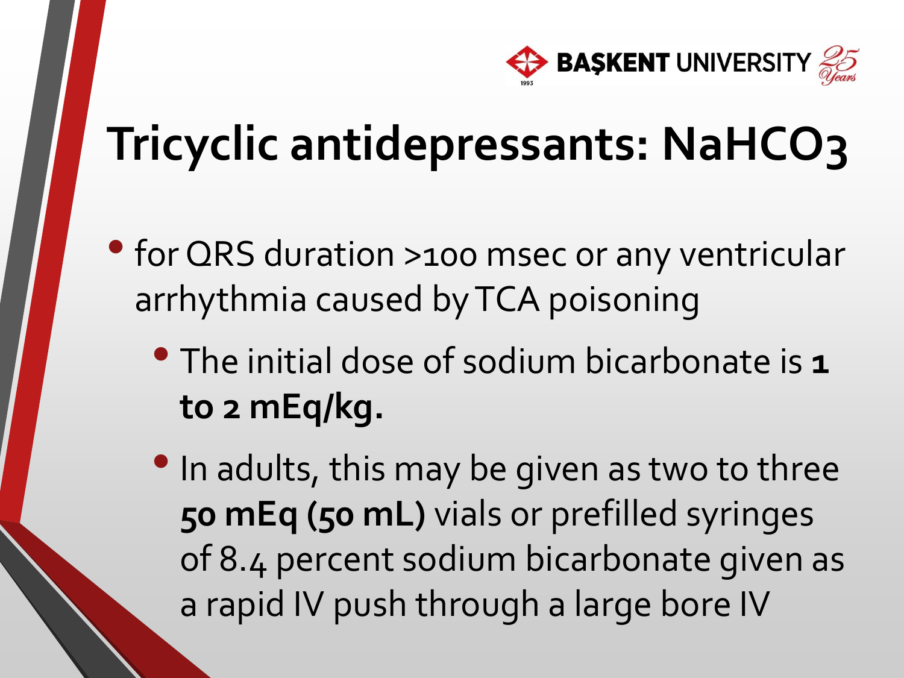# Tricyclic antidepressants: $NaHCO_3$

- for QRS duration >100 msec or any ventricular arrhythmia caused by TCA poisoning
  - The initial dose of sodium bicarbonate is **1 to 2 mEq/kg.**
  - In adults, this may be given as two to three **50 mEq (50 mL)** vials or prefilled syringes of 8.4 percent sodium bicarbonate given as a rapid IV push through a large bore IV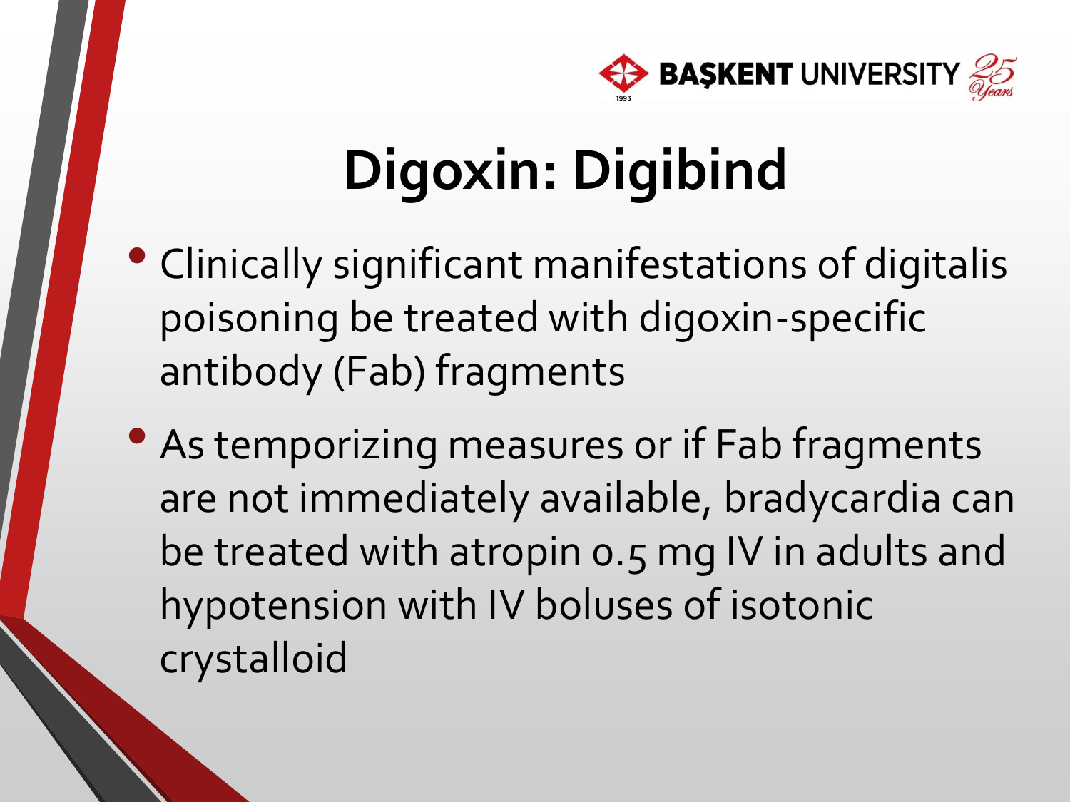# Digoxin: Digibind

- Clinically significant manifestations of digitalis poisoning be treated with digoxin-specific antibody (Fab) fragments
- As temporizing measures or if Fab fragments are not immediately available, bradycardia can be treated with atropin 0.5 mg IV in adults and hypotension with IV boluses of isotonic crystalloid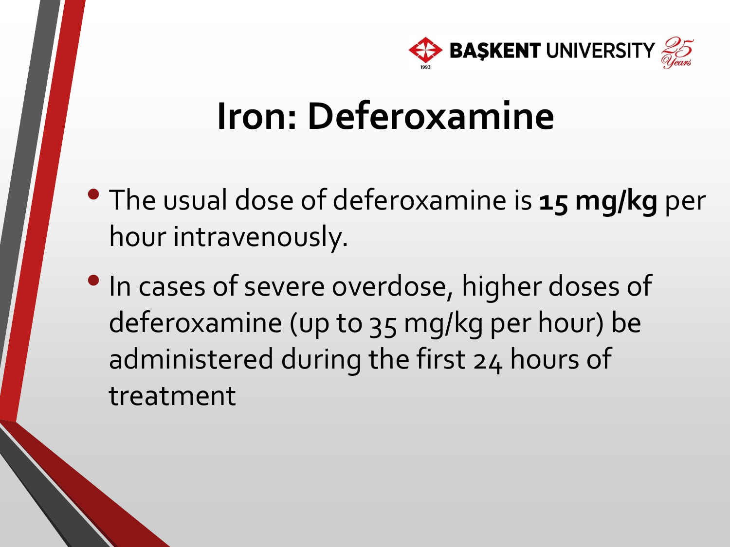# Iron: Deferoxamine

- The usual dose of deferoxamine is **15 mg/kg** per hour intravenously.
- In cases of severe overdose, higher doses of deferoxamine (up to 35 mg/kg per hour) be administered during the first 24 hours of treatment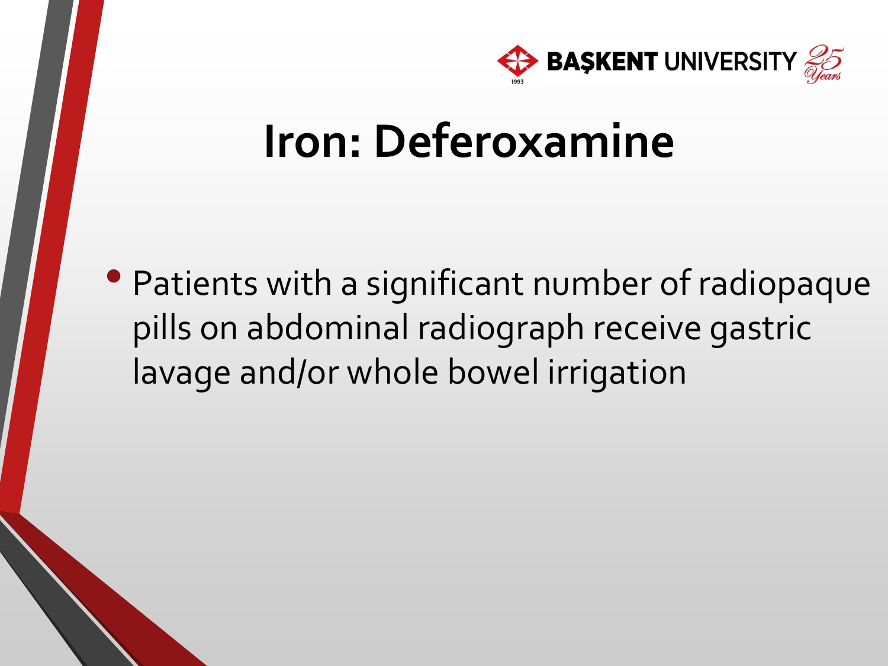# Iron: Deferoxamine

- Patients with a significant number of radiopaque pills on abdominal radiograph receive gastric lavage and/or whole bowel irrigation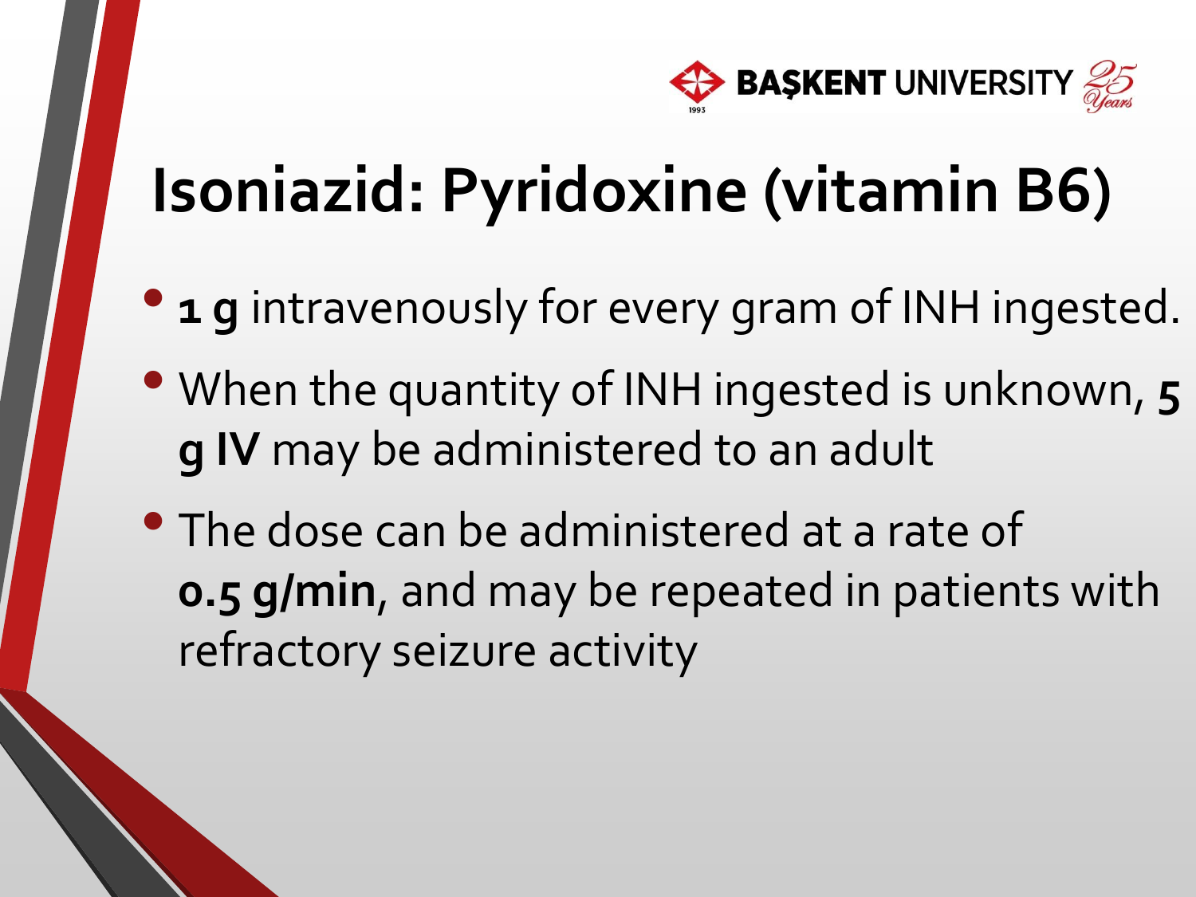# Isoniazid: Pyridoxine (vitamin B6)

- **1 g** intravenously for every gram of INH ingested.
- When the quantity of INH ingested is unknown, **5 g IV** may be administered to an adult
- The dose can be administered at a rate of **0.5 g/min**, and may be repeated in patients with refractory seizure activity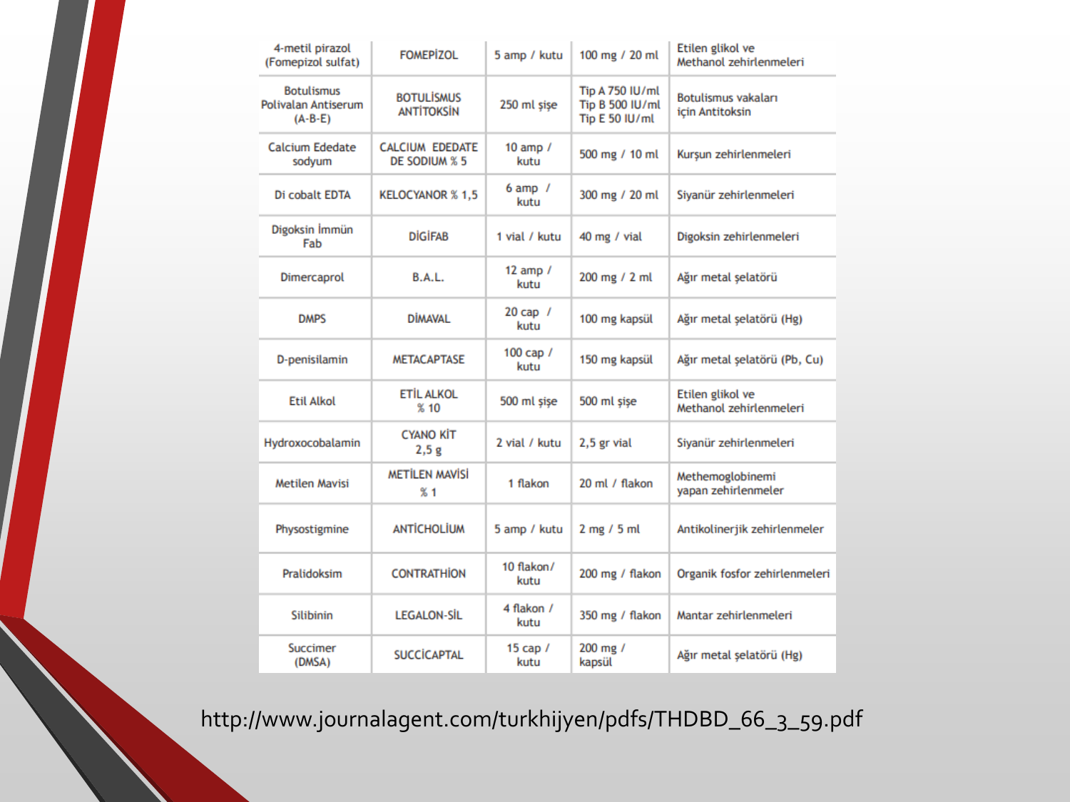| 4-metil pirazol (Fomepizol sulfat) | FOMEPİZOL | 5 amp / kutu | 100 mg / 20 ml | Etilen glikol ve Methanol zehirlenmeleri |
|---|---|---|---|---|
| Botulismus Polivalan Antiserum (A-B-E) | BOTULİSMUS ANTİTOKSİN | 250 ml şişe | Tip A 750 IU/ml Tip B 500 IU/ml Tip E 50 IU/ml | Botulismus vakaları için Antitoksin |
| Calcium Ededate sodyum | CALCIUM EDEDATE DE SODIUM % 5 | 10 amp / kutu | 500 mg / 10 ml | Kurşun zehirlenmeleri |
| Di cobalt EDTA | KELOCYANOR % 1,5 | 6 amp / kutu | 300 mg / 20 ml | Siyanür zehirlenmeleri |
| Digoksin İmmün Fab | DİGİFAB | 1 vial / kutu | 40 mg / vial | Digoksin zehirlenmeleri |
| Dimercaprol | B.A.L. | 12 amp / kutu | 200 mg / 2 ml | Ağır metal şelatörü |
| DMPS | DİMAVAL | 20 cap / kutu | 100 mg kapsül | Ağır metal şelatörü (Hg) |
| D-penisilamin | METACAPTASE | 100 cap / kutu | 150 mg kapsül | Ağır metal şelatörü (Pb, Cu) |
| Etil Alkol | ETİL ALKOL % 10 | 500 ml şişe | 500 ml şişe | Etilen glikol ve Methanol zehirlenmeleri |
| Hydroxocobalamin | CYANO KİT 2,5 g | 2 vial / kutu | 2,5 gr vial | Siyanür zehirlenmeleri |
| Metilen Mavisi | METİLEN MAVİSİ % 1 | 1 flakon | 20 ml / flakon | Methemoglobinemi yapan zehirlenmeler |
| Physostigmine | ANTİCHOLİUM | 5 amp / kutu | 2 mg / 5 ml | Antikolinerjik zehirlenmeler |
| Pralidoksim | CONTRATHİON | 10 flakon/ kutu | 200 mg / flakon | Organik fosfor zehirlenmeleri |
| Silibinin | LEGALON-SİL | 4 flakon / kutu | 350 mg / flakon | Mantar zehirlenmeleri |
| Succimer (DMSA) | SUCCİCAPTAL | 15 cap / kutu | 200 mg / kapsül | Ağır metal şelatörü (Hg) |

http://www.journalagent.com/turkhijyen/pdfs/THDBD_66_3_59.pdf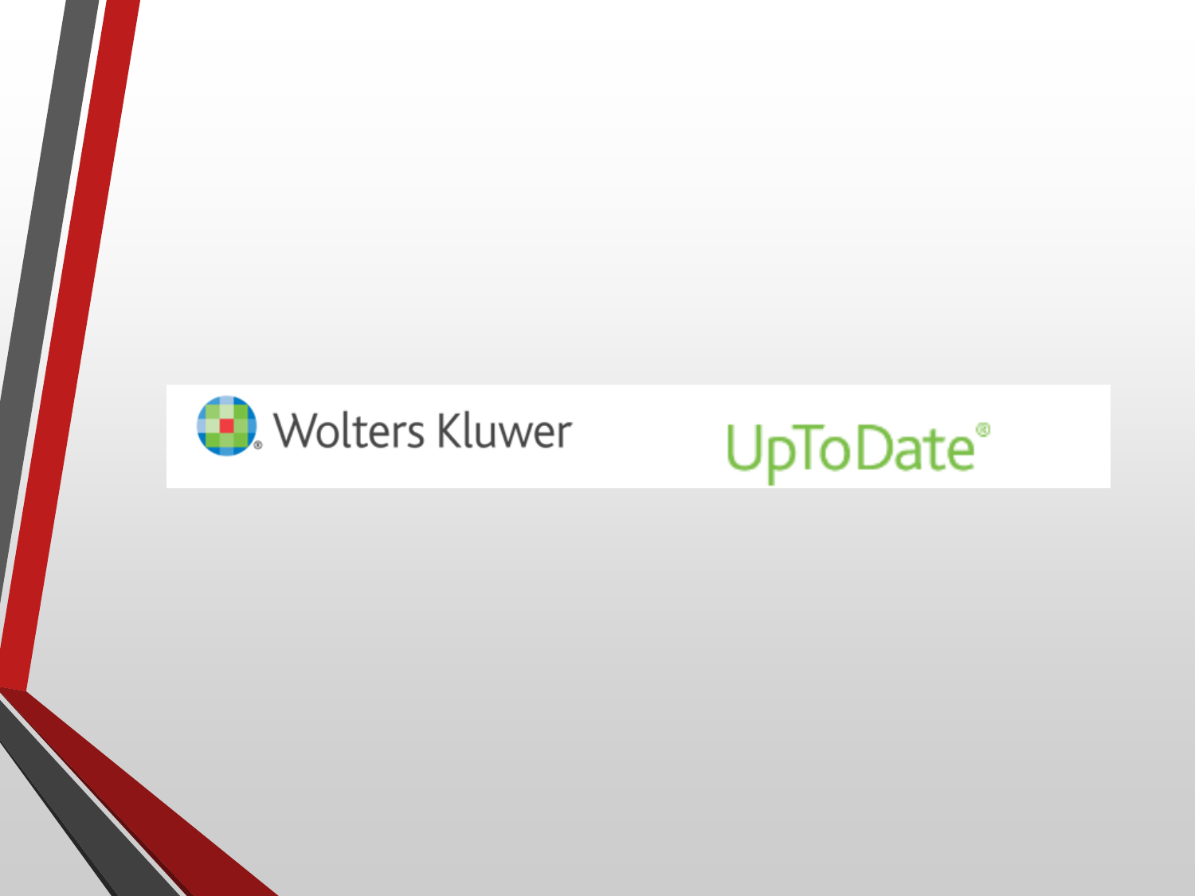Wolters Kluwer

UpToDate®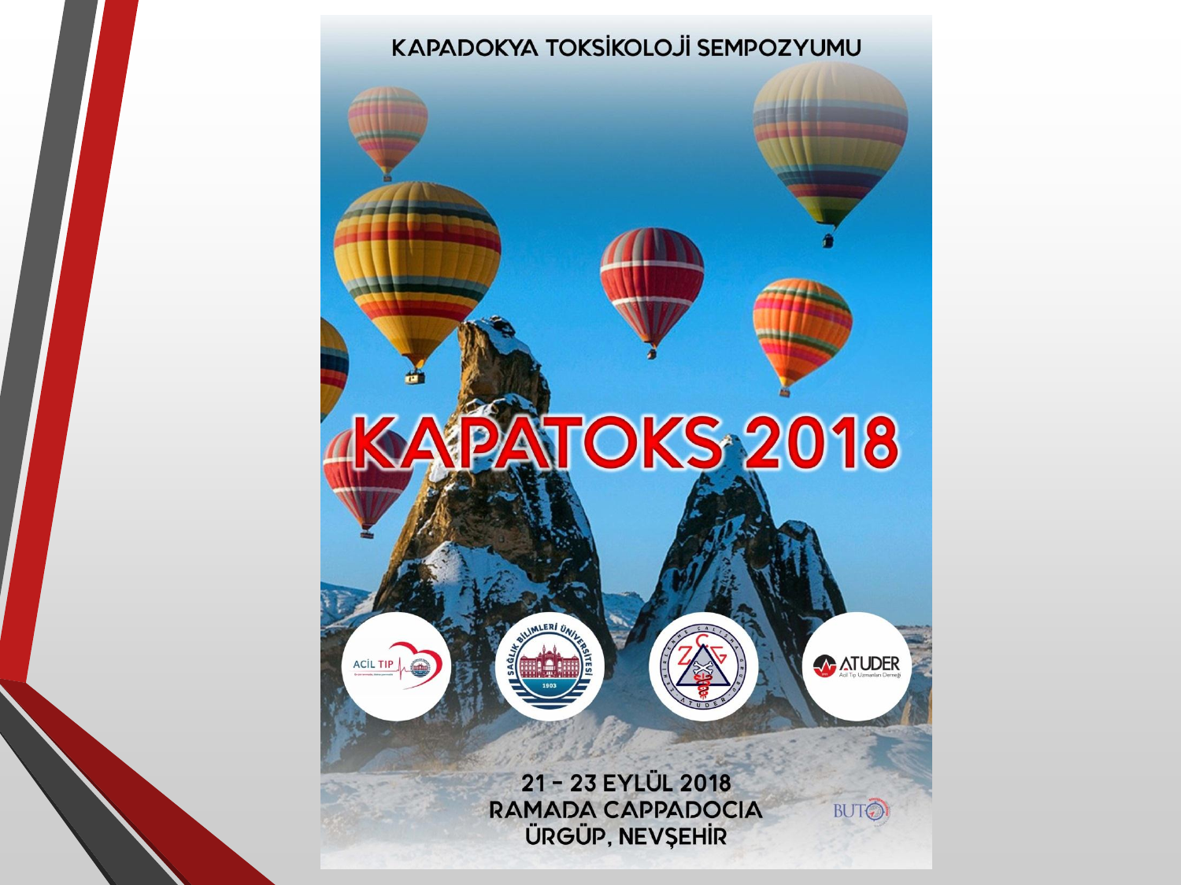KAPADOKYA TOKSİKOLOJİ SEMPOZYUMU

# KAPATOKS 2018

21 - 23 EYLÜL 2018
RAMADA CAPPADOCIA
ÜRGÜP, NEVŞEHİR